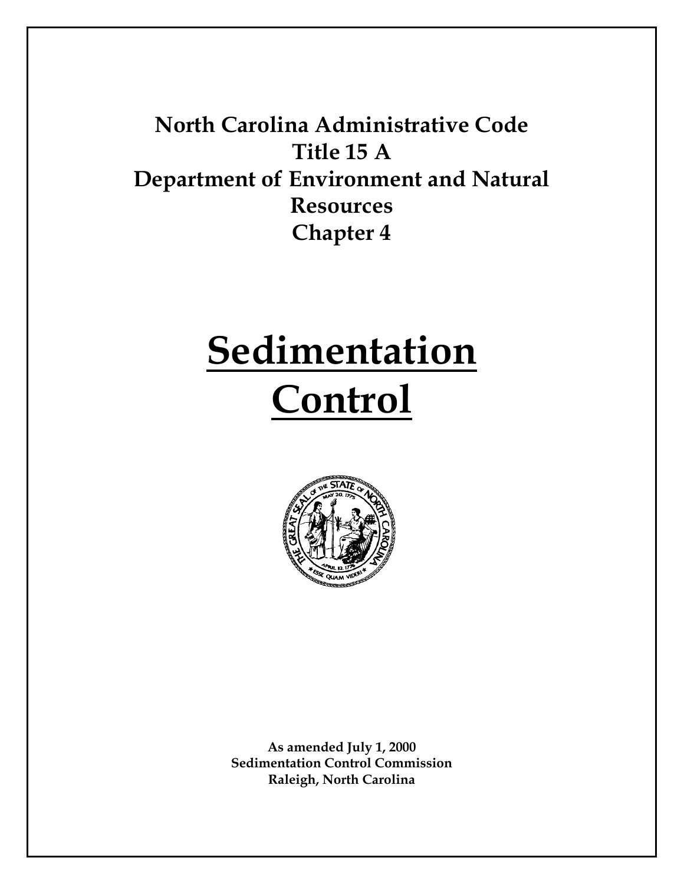**North Carolina Administrative Code**
**Title 15 A**
**Department of Environment and Natural Resources**
**Chapter 4**

# Sedimentation Control

**As amended July 1, 2000**
**Sedimentation Control Commission**
**Raleigh, North Carolina**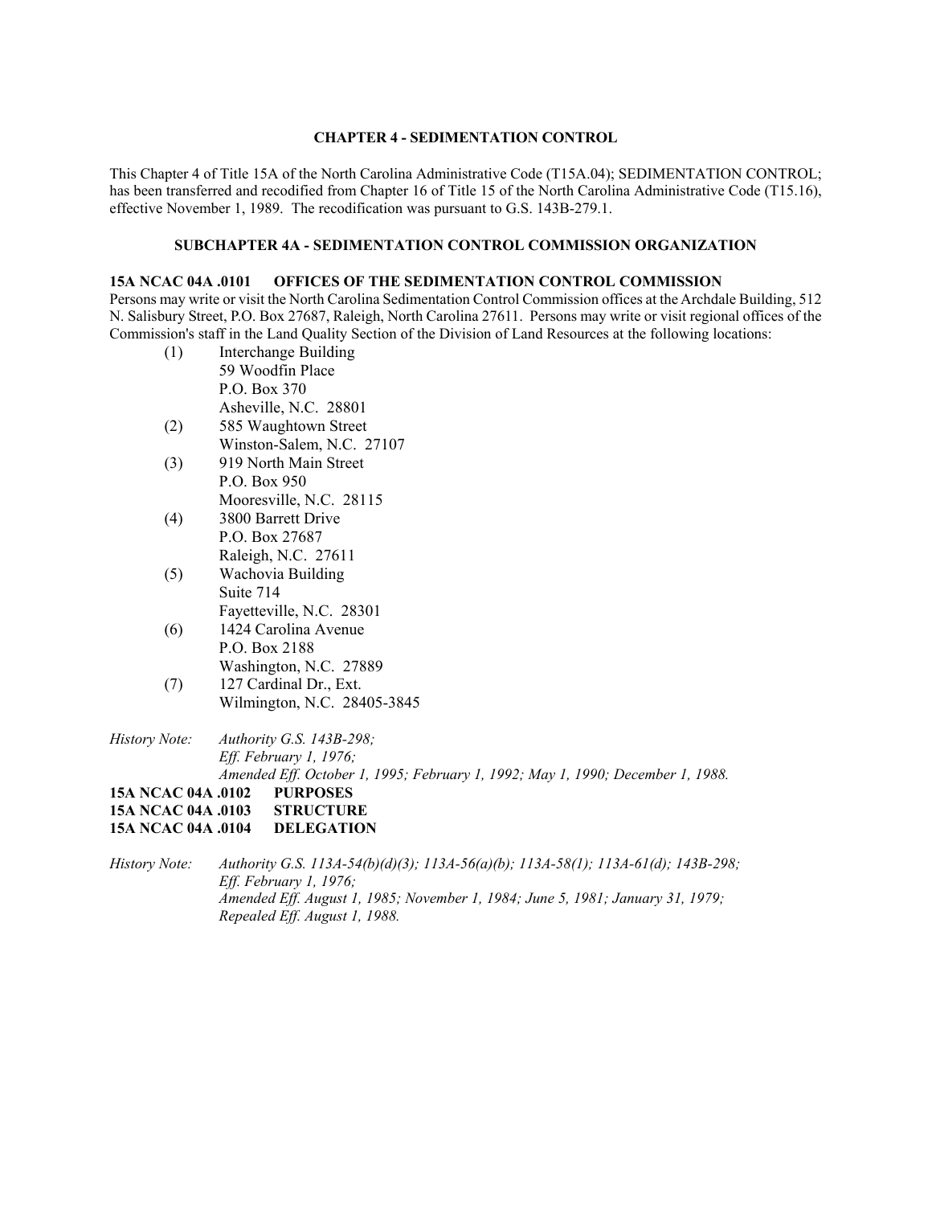# CHAPTER 4 - SEDIMENTATION CONTROL

This Chapter 4 of Title 15A of the North Carolina Administrative Code (T15A.04); SEDIMENTATION CONTROL; has been transferred and recodified from Chapter 16 of Title 15 of the North Carolina Administrative Code (T15.16), effective November 1, 1989. The recodification was pursuant to G.S. 143B-279.1.

## SUBCHAPTER 4A - SEDIMENTATION CONTROL COMMISSION ORGANIZATION

### 15A NCAC 04A .0101 OFFICES OF THE SEDIMENTATION CONTROL COMMISSION

Persons may write or visit the North Carolina Sedimentation Control Commission offices at the Archdale Building, 512 N. Salisbury Street, P.O. Box 27687, Raleigh, North Carolina 27611. Persons may write or visit regional offices of the Commission's staff in the Land Quality Section of the Division of Land Resources at the following locations:

(1) Interchange Building
59 Woodfin Place
P.O. Box 370
Asheville, N.C. 28801

(2) 585 Waughtown Street
Winston-Salem, N.C. 27107

(3) 919 North Main Street
P.O. Box 950
Mooresville, N.C. 28115

(4) 3800 Barrett Drive
P.O. Box 27687
Raleigh, N.C. 27611

(5) Wachovia Building
Suite 714
Fayetteville, N.C. 28301

(6) 1424 Carolina Avenue
P.O. Box 2188
Washington, N.C. 27889

(7) 127 Cardinal Dr., Ext.
Wilmington, N.C. 28405-3845

*History Note: Authority G.S. 143B-298;*
*Eff. February 1, 1976;*
*Amended Eff. October 1, 1995; February 1, 1992; May 1, 1990; December 1, 1988.*

**15A NCAC 04A .0102 PURPOSES**
**15A NCAC 04A .0103 STRUCTURE**
**15A NCAC 04A .0104 DELEGATION**

*History Note: Authority G.S. 113A-54(b)(d)(3); 113A-56(a)(b); 113A-58(1); 113A-61(d); 143B-298;*
*Eff. February 1, 1976;*
*Amended Eff. August 1, 1985; November 1, 1984; June 5, 1981; January 31, 1979;*
*Repealed Eff. August 1, 1988.*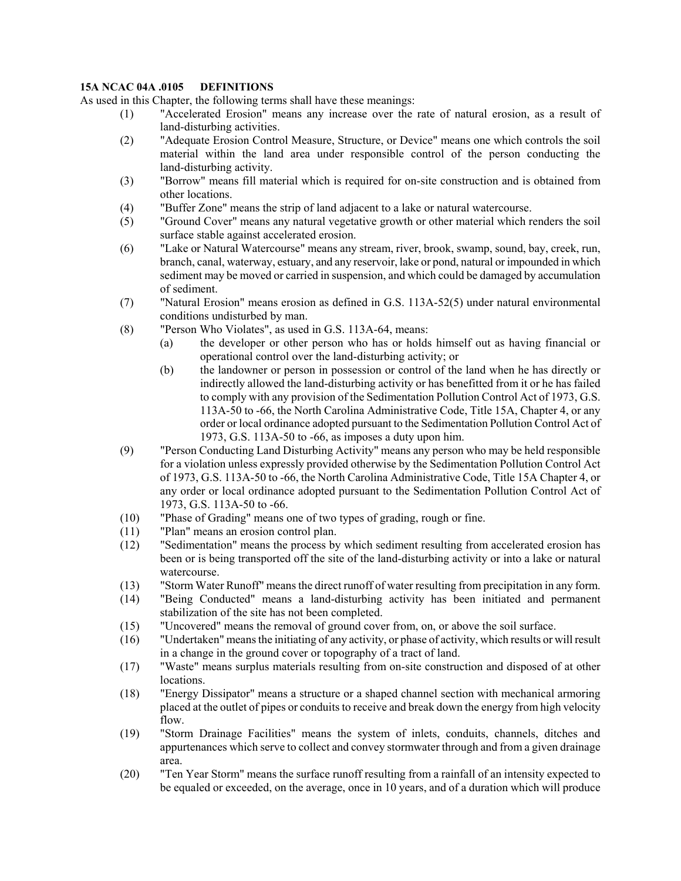**15A NCAC 04A .0105 DEFINITIONS**

As used in this Chapter, the following terms shall have these meanings:

(1) "Accelerated Erosion" means any increase over the rate of natural erosion, as a result of land-disturbing activities.

(2) "Adequate Erosion Control Measure, Structure, or Device" means one which controls the soil material within the land area under responsible control of the person conducting the land-disturbing activity.

(3) "Borrow" means fill material which is required for on-site construction and is obtained from other locations.

(4) "Buffer Zone" means the strip of land adjacent to a lake or natural watercourse.

(5) "Ground Cover" means any natural vegetative growth or other material which renders the soil surface stable against accelerated erosion.

(6) "Lake or Natural Watercourse" means any stream, river, brook, swamp, sound, bay, creek, run, branch, canal, waterway, estuary, and any reservoir, lake or pond, natural or impounded in which sediment may be moved or carried in suspension, and which could be damaged by accumulation of sediment.

(7) "Natural Erosion" means erosion as defined in G.S. 113A-52(5) under natural environmental conditions undisturbed by man.

(8) "Person Who Violates", as used in G.S. 113A-64, means:

(a) the developer or other person who has or holds himself out as having financial or operational control over the land-disturbing activity; or

(b) the landowner or person in possession or control of the land when he has directly or indirectly allowed the land-disturbing activity or has benefitted from it or he has failed to comply with any provision of the Sedimentation Pollution Control Act of 1973, G.S. 113A-50 to -66, the North Carolina Administrative Code, Title 15A, Chapter 4, or any order or local ordinance adopted pursuant to the Sedimentation Pollution Control Act of 1973, G.S. 113A-50 to -66, as imposes a duty upon him.

(9) "Person Conducting Land Disturbing Activity" means any person who may be held responsible for a violation unless expressly provided otherwise by the Sedimentation Pollution Control Act of 1973, G.S. 113A-50 to -66, the North Carolina Administrative Code, Title 15A Chapter 4, or any order or local ordinance adopted pursuant to the Sedimentation Pollution Control Act of 1973, G.S. 113A-50 to -66.

(10) "Phase of Grading" means one of two types of grading, rough or fine.

(11) "Plan" means an erosion control plan.

(12) "Sedimentation" means the process by which sediment resulting from accelerated erosion has been or is being transported off the site of the land-disturbing activity or into a lake or natural watercourse.

(13) "Storm Water Runoff" means the direct runoff of water resulting from precipitation in any form.

(14) "Being Conducted" means a land-disturbing activity has been initiated and permanent stabilization of the site has not been completed.

(15) "Uncovered" means the removal of ground cover from, on, or above the soil surface.

(16) "Undertaken" means the initiating of any activity, or phase of activity, which results or will result in a change in the ground cover or topography of a tract of land.

(17) "Waste" means surplus materials resulting from on-site construction and disposed of at other locations.

(18) "Energy Dissipator" means a structure or a shaped channel section with mechanical armoring placed at the outlet of pipes or conduits to receive and break down the energy from high velocity flow.

(19) "Storm Drainage Facilities" means the system of inlets, conduits, channels, ditches and appurtenances which serve to collect and convey stormwater through and from a given drainage area.

(20) "Ten Year Storm" means the surface runoff resulting from a rainfall of an intensity expected to be equaled or exceeded, on the average, once in 10 years, and of a duration which will produce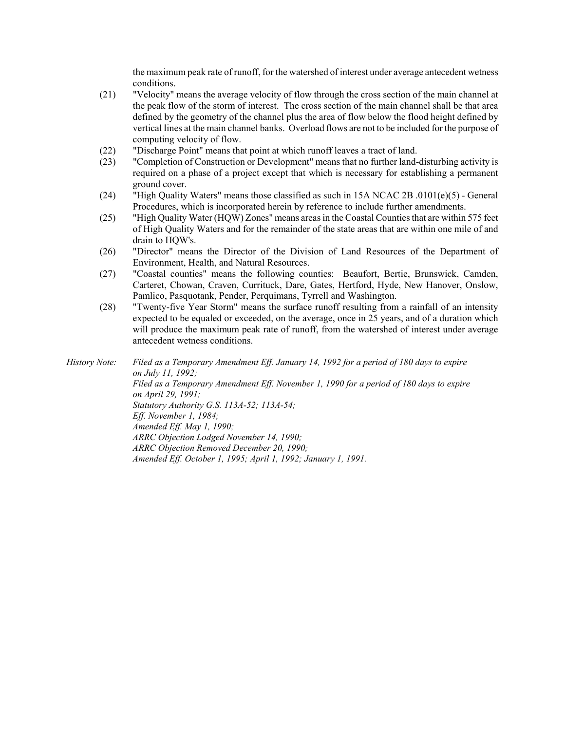the maximum peak rate of runoff, for the watershed of interest under average antecedent wetness conditions.

(21) "Velocity" means the average velocity of flow through the cross section of the main channel at the peak flow of the storm of interest. The cross section of the main channel shall be that area defined by the geometry of the channel plus the area of flow below the flood height defined by vertical lines at the main channel banks. Overload flows are not to be included for the purpose of computing velocity of flow.

(22) "Discharge Point" means that point at which runoff leaves a tract of land.

(23) "Completion of Construction or Development" means that no further land-disturbing activity is required on a phase of a project except that which is necessary for establishing a permanent ground cover.

(24) "High Quality Waters" means those classified as such in 15A NCAC 2B .0101(e)(5) - General Procedures, which is incorporated herein by reference to include further amendments.

(25) "High Quality Water (HQW) Zones" means areas in the Coastal Counties that are within 575 feet of High Quality Waters and for the remainder of the state areas that are within one mile of and drain to HQW's.

(26) "Director" means the Director of the Division of Land Resources of the Department of Environment, Health, and Natural Resources.

(27) "Coastal counties" means the following counties: Beaufort, Bertie, Brunswick, Camden, Carteret, Chowan, Craven, Currituck, Dare, Gates, Hertford, Hyde, New Hanover, Onslow, Pamlico, Pasquotank, Pender, Perquimans, Tyrrell and Washington.

(28) "Twenty-five Year Storm" means the surface runoff resulting from a rainfall of an intensity expected to be equaled or exceeded, on the average, once in 25 years, and of a duration which will produce the maximum peak rate of runoff, from the watershed of interest under average antecedent wetness conditions.

*History Note:* *Filed as a Temporary Amendment Eff. January 14, 1992 for a period of 180 days to expire on July 11, 1992;*
*Filed as a Temporary Amendment Eff. November 1, 1990 for a period of 180 days to expire on April 29, 1991;*
*Statutory Authority G.S. 113A-52; 113A-54;*
*Eff. November 1, 1984;*
*Amended Eff. May 1, 1990;*
*ARRC Objection Lodged November 14, 1990;*
*ARRC Objection Removed December 20, 1990;*
*Amended Eff. October 1, 1995; April 1, 1992; January 1, 1991.*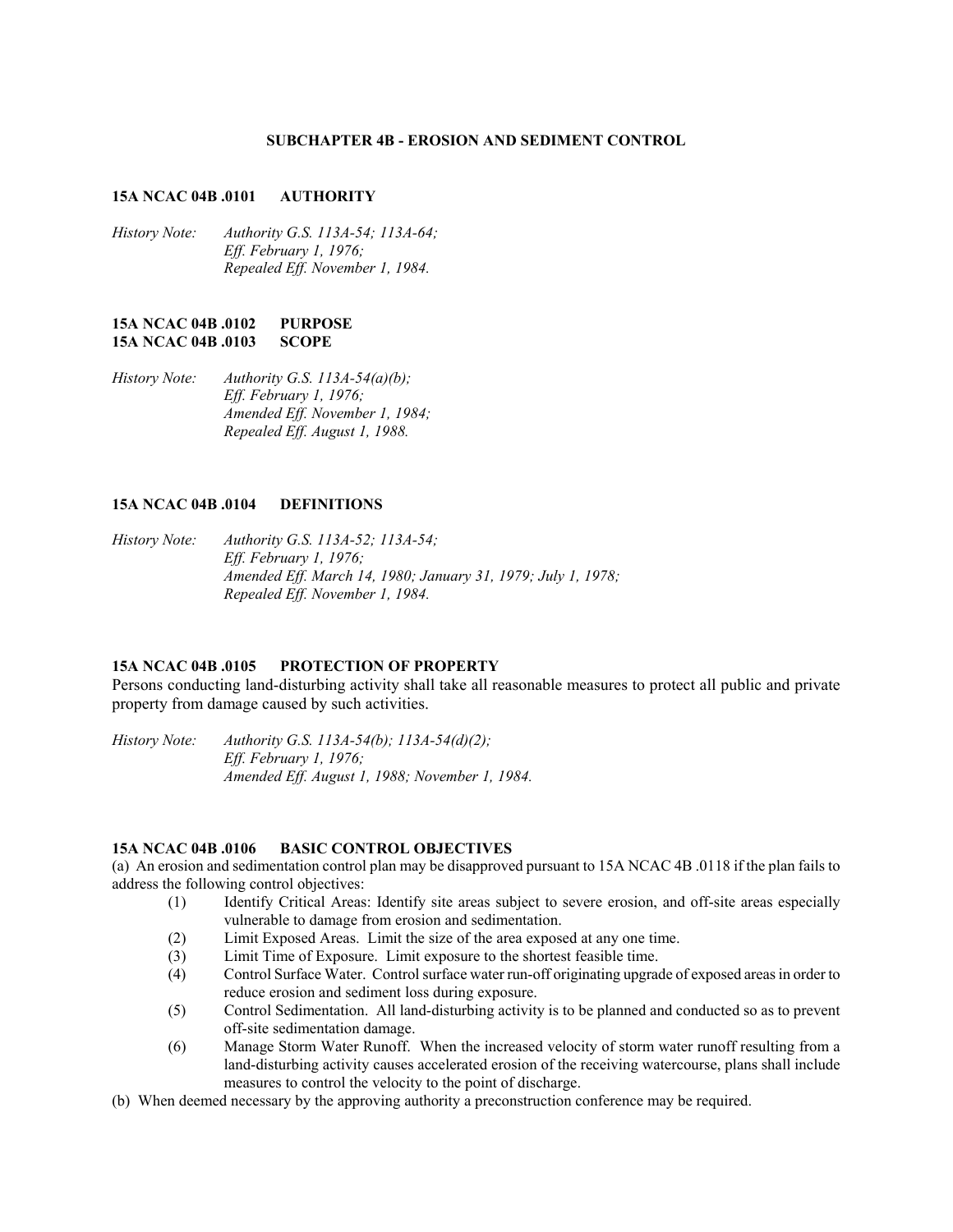## SUBCHAPTER 4B - EROSION AND SEDIMENT CONTROL

### 15A NCAC 04B .0101 AUTHORITY

*History Note: Authority G.S. 113A-54; 113A-64;*
*Eff. February 1, 1976;*
*Repealed Eff. November 1, 1984.*

### 15A NCAC 04B .0102 PURPOSE
### 15A NCAC 04B .0103 SCOPE

*History Note: Authority G.S. 113A-54(a)(b);*
*Eff. February 1, 1976;*
*Amended Eff. November 1, 1984;*
*Repealed Eff. August 1, 1988.*

### 15A NCAC 04B .0104 DEFINITIONS

*History Note: Authority G.S. 113A-52; 113A-54;*
*Eff. February 1, 1976;*
*Amended Eff. March 14, 1980; January 31, 1979; July 1, 1978;*
*Repealed Eff. November 1, 1984.*

### 15A NCAC 04B .0105 PROTECTION OF PROPERTY

Persons conducting land-disturbing activity shall take all reasonable measures to protect all public and private property from damage caused by such activities.

*History Note: Authority G.S. 113A-54(b); 113A-54(d)(2);*
*Eff. February 1, 1976;*
*Amended Eff. August 1, 1988; November 1, 1984.*

### 15A NCAC 04B .0106 BASIC CONTROL OBJECTIVES

(a) An erosion and sedimentation control plan may be disapproved pursuant to 15A NCAC 4B .0118 if the plan fails to address the following control objectives:

(1) Identify Critical Areas: Identify site areas subject to severe erosion, and off-site areas especially vulnerable to damage from erosion and sedimentation.

(2) Limit Exposed Areas. Limit the size of the area exposed at any one time.

(3) Limit Time of Exposure. Limit exposure to the shortest feasible time.

(4) Control Surface Water. Control surface water run-off originating upgrade of exposed areas in order to reduce erosion and sediment loss during exposure.

(5) Control Sedimentation. All land-disturbing activity is to be planned and conducted so as to prevent off-site sedimentation damage.

(6) Manage Storm Water Runoff. When the increased velocity of storm water runoff resulting from a land-disturbing activity causes accelerated erosion of the receiving watercourse, plans shall include measures to control the velocity to the point of discharge.

(b) When deemed necessary by the approving authority a preconstruction conference may be required.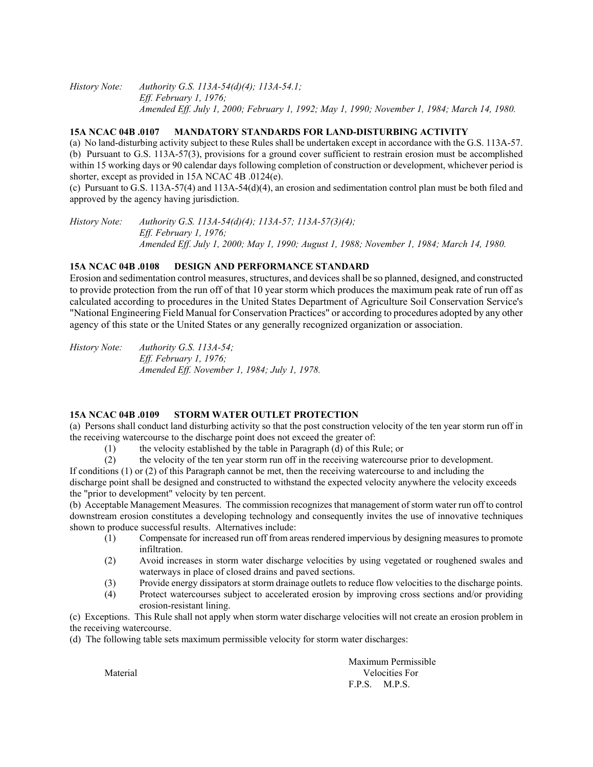*History Note: Authority G.S. 113A-54(d)(4); 113A-54.1;*
*Eff. February 1, 1976;*
*Amended Eff. July 1, 2000; February 1, 1992; May 1, 1990; November 1, 1984; March 14, 1980.*

**15A NCAC 04B .0107 MANDATORY STANDARDS FOR LAND-DISTURBING ACTIVITY**

(a) No land-disturbing activity subject to these Rules shall be undertaken except in accordance with the G.S. 113A-57.

(b) Pursuant to G.S. 113A-57(3), provisions for a ground cover sufficient to restrain erosion must be accomplished within 15 working days or 90 calendar days following completion of construction or development, whichever period is shorter, except as provided in 15A NCAC 4B .0124(e).

(c) Pursuant to G.S. 113A-57(4) and 113A-54(d)(4), an erosion and sedimentation control plan must be both filed and approved by the agency having jurisdiction.

*History Note: Authority G.S. 113A-54(d)(4); 113A-57; 113A-57(3)(4);*
*Eff. February 1, 1976;*
*Amended Eff. July 1, 2000; May 1, 1990; August 1, 1988; November 1, 1984; March 14, 1980.*

**15A NCAC 04B .0108 DESIGN AND PERFORMANCE STANDARD**

Erosion and sedimentation control measures, structures, and devices shall be so planned, designed, and constructed to provide protection from the run off of that 10 year storm which produces the maximum peak rate of run off as calculated according to procedures in the United States Department of Agriculture Soil Conservation Service's "National Engineering Field Manual for Conservation Practices" or according to procedures adopted by any other agency of this state or the United States or any generally recognized organization or association.

*History Note: Authority G.S. 113A-54;*
*Eff. February 1, 1976;*
*Amended Eff. November 1, 1984; July 1, 1978.*

**15A NCAC 04B .0109 STORM WATER OUTLET PROTECTION**

(a) Persons shall conduct land disturbing activity so that the post construction velocity of the ten year storm run off in the receiving watercourse to the discharge point does not exceed the greater of:

(1) the velocity established by the table in Paragraph (d) of this Rule; or

(2) the velocity of the ten year storm run off in the receiving watercourse prior to development.

If conditions (1) or (2) of this Paragraph cannot be met, then the receiving watercourse to and including the discharge point shall be designed and constructed to withstand the expected velocity anywhere the velocity exceeds the "prior to development" velocity by ten percent.

(b) Acceptable Management Measures. The commission recognizes that management of storm water run off to control downstream erosion constitutes a developing technology and consequently invites the use of innovative techniques shown to produce successful results. Alternatives include:

(1) Compensate for increased run off from areas rendered impervious by designing measures to promote infiltration.

(2) Avoid increases in storm water discharge velocities by using vegetated or roughened swales and waterways in place of closed drains and paved sections.

(3) Provide energy dissipators at storm drainage outlets to reduce flow velocities to the discharge points.

(4) Protect watercourses subject to accelerated erosion by improving cross sections and/or providing erosion-resistant lining.

(c) Exceptions. This Rule shall not apply when storm water discharge velocities will not create an erosion problem in the receiving watercourse.

(d) The following table sets maximum permissible velocity for storm water discharges:

| Material | Maximum Permissible Velocities For | |
|---|---|---|
| | F.P.S. | M.P.S. |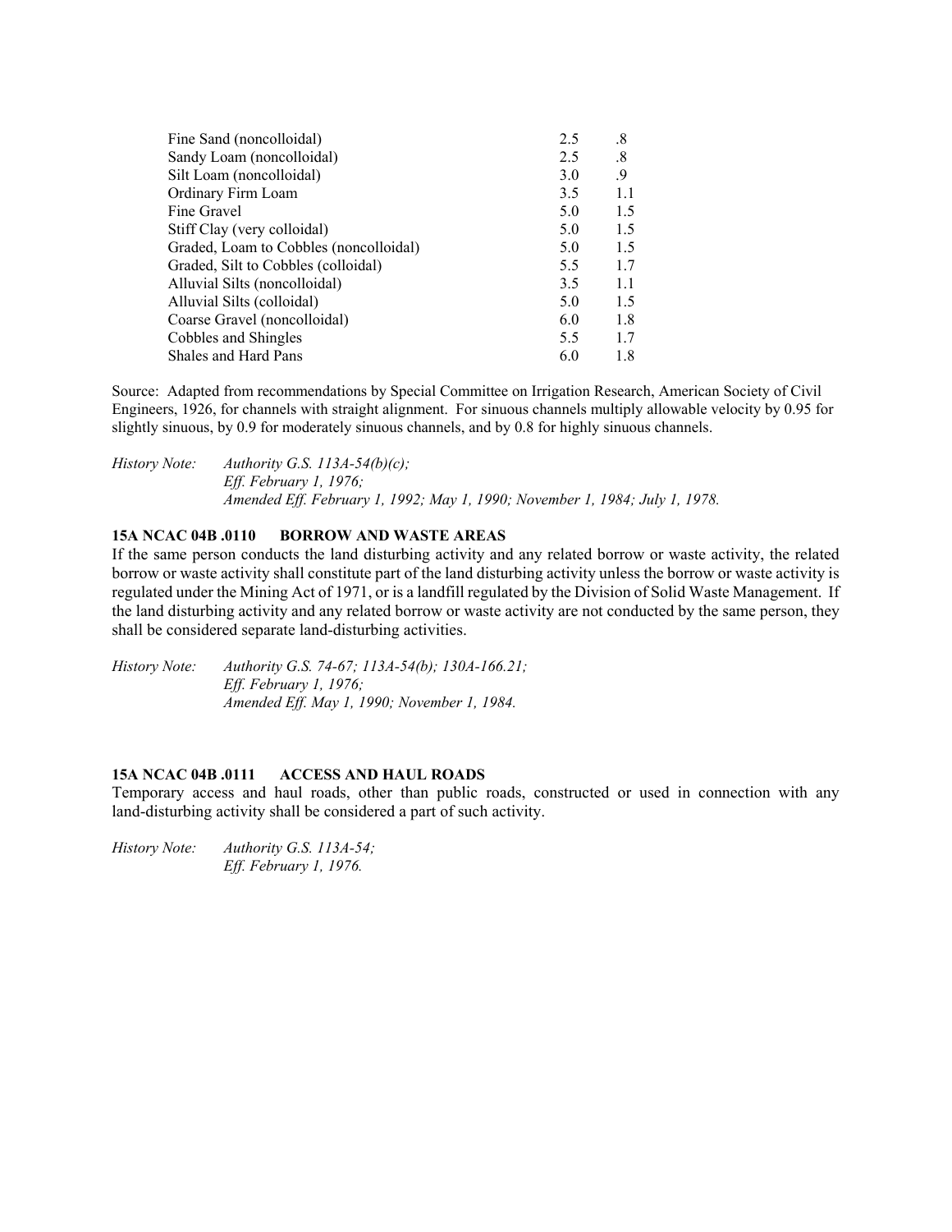| | | |
|---|---|---|
| Fine Sand (noncolloidal) | 2.5 | .8 |
| Sandy Loam (noncolloidal) | 2.5 | .8 |
| Silt Loam (noncolloidal) | 3.0 | .9 |
| Ordinary Firm Loam | 3.5 | 1.1 |
| Fine Gravel | 5.0 | 1.5 |
| Stiff Clay (very colloidal) | 5.0 | 1.5 |
| Graded, Loam to Cobbles (noncolloidal) | 5.0 | 1.5 |
| Graded, Silt to Cobbles (colloidal) | 5.5 | 1.7 |
| Alluvial Silts (noncolloidal) | 3.5 | 1.1 |
| Alluvial Silts (colloidal) | 5.0 | 1.5 |
| Coarse Gravel (noncolloidal) | 6.0 | 1.8 |
| Cobbles and Shingles | 5.5 | 1.7 |
| Shales and Hard Pans | 6.0 | 1.8 |

Source: Adapted from recommendations by Special Committee on Irrigation Research, American Society of Civil Engineers, 1926, for channels with straight alignment. For sinuous channels multiply allowable velocity by 0.95 for slightly sinuous, by 0.9 for moderately sinuous channels, and by 0.8 for highly sinuous channels.

*History Note: Authority G.S. 113A-54(b)(c);*
*Eff. February 1, 1976;*
*Amended Eff. February 1, 1992; May 1, 1990; November 1, 1984; July 1, 1978.*

**15A NCAC 04B .0110 BORROW AND WASTE AREAS**

If the same person conducts the land disturbing activity and any related borrow or waste activity, the related borrow or waste activity shall constitute part of the land disturbing activity unless the borrow or waste activity is regulated under the Mining Act of 1971, or is a landfill regulated by the Division of Solid Waste Management. If the land disturbing activity and any related borrow or waste activity are not conducted by the same person, they shall be considered separate land-disturbing activities.

*History Note: Authority G.S. 74-67; 113A-54(b); 130A-166.21;*
*Eff. February 1, 1976;*
*Amended Eff. May 1, 1990; November 1, 1984.*

**15A NCAC 04B .0111 ACCESS AND HAUL ROADS**

Temporary access and haul roads, other than public roads, constructed or used in connection with any land-disturbing activity shall be considered a part of such activity.

*History Note: Authority G.S. 113A-54;*
*Eff. February 1, 1976.*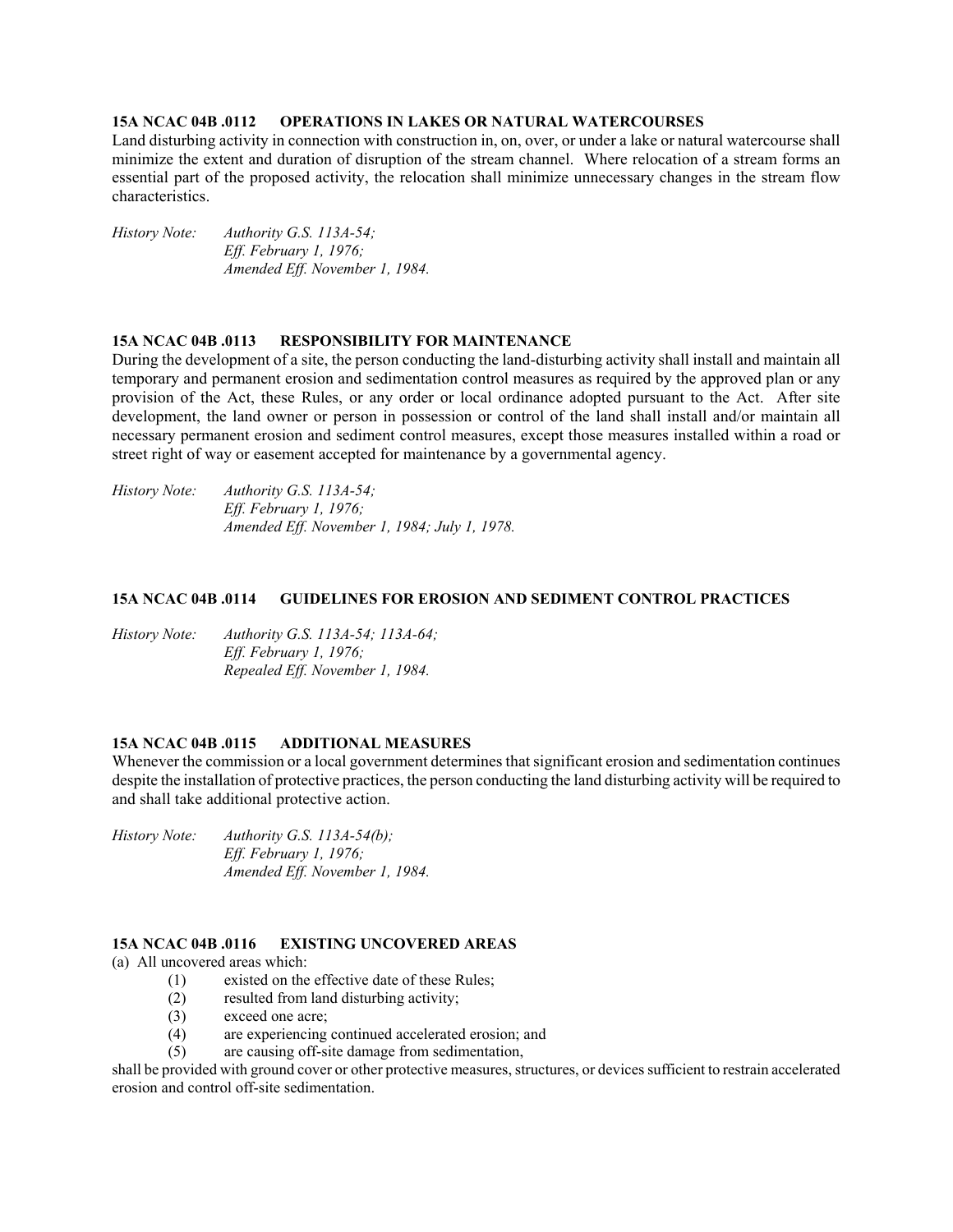**15A NCAC 04B .0112 OPERATIONS IN LAKES OR NATURAL WATERCOURSES**

Land disturbing activity in connection with construction in, on, over, or under a lake or natural watercourse shall minimize the extent and duration of disruption of the stream channel. Where relocation of a stream forms an essential part of the proposed activity, the relocation shall minimize unnecessary changes in the stream flow characteristics.

*History Note: Authority G.S. 113A-54;*
*Eff. February 1, 1976;*
*Amended Eff. November 1, 1984.*

**15A NCAC 04B .0113 RESPONSIBILITY FOR MAINTENANCE**

During the development of a site, the person conducting the land-disturbing activity shall install and maintain all temporary and permanent erosion and sedimentation control measures as required by the approved plan or any provision of the Act, these Rules, or any order or local ordinance adopted pursuant to the Act. After site development, the land owner or person in possession or control of the land shall install and/or maintain all necessary permanent erosion and sediment control measures, except those measures installed within a road or street right of way or easement accepted for maintenance by a governmental agency.

*History Note: Authority G.S. 113A-54;*
*Eff. February 1, 1976;*
*Amended Eff. November 1, 1984; July 1, 1978.*

**15A NCAC 04B .0114 GUIDELINES FOR EROSION AND SEDIMENT CONTROL PRACTICES**

*History Note: Authority G.S. 113A-54; 113A-64;*
*Eff. February 1, 1976;*
*Repealed Eff. November 1, 1984.*

**15A NCAC 04B .0115 ADDITIONAL MEASURES**

Whenever the commission or a local government determines that significant erosion and sedimentation continues despite the installation of protective practices, the person conducting the land disturbing activity will be required to and shall take additional protective action.

*History Note: Authority G.S. 113A-54(b);*
*Eff. February 1, 1976;*
*Amended Eff. November 1, 1984.*

**15A NCAC 04B .0116 EXISTING UNCOVERED AREAS**

(a) All uncovered areas which:

- (1) existed on the effective date of these Rules;
- (2) resulted from land disturbing activity;
- (3) exceed one acre;
- (4) are experiencing continued accelerated erosion; and
- (5) are causing off-site damage from sedimentation,

shall be provided with ground cover or other protective measures, structures, or devices sufficient to restrain accelerated erosion and control off-site sedimentation.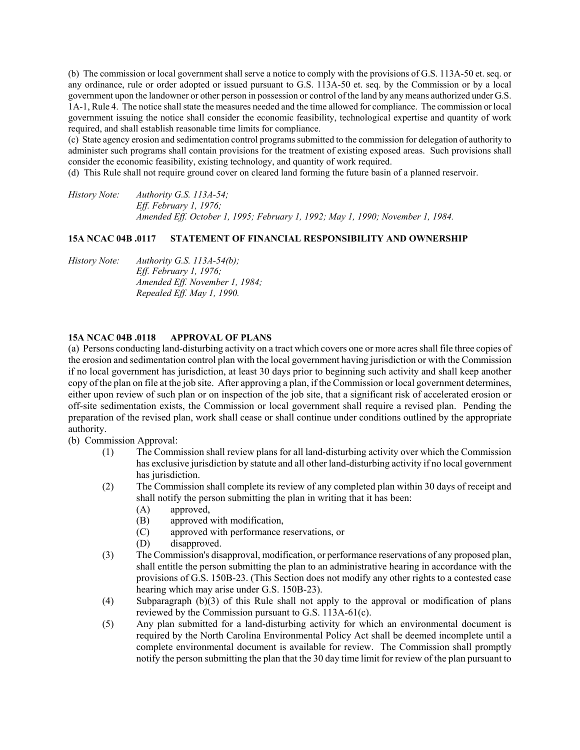(b) The commission or local government shall serve a notice to comply with the provisions of G.S. 113A-50 et. seq. or any ordinance, rule or order adopted or issued pursuant to G.S. 113A-50 et. seq. by the Commission or by a local government upon the landowner or other person in possession or control of the land by any means authorized under G.S. 1A-1, Rule 4. The notice shall state the measures needed and the time allowed for compliance. The commission or local government issuing the notice shall consider the economic feasibility, technological expertise and quantity of work required, and shall establish reasonable time limits for compliance.

(c) State agency erosion and sedimentation control programs submitted to the commission for delegation of authority to administer such programs shall contain provisions for the treatment of existing exposed areas. Such provisions shall consider the economic feasibility, existing technology, and quantity of work required.

(d) This Rule shall not require ground cover on cleared land forming the future basin of a planned reservoir.

*History Note: Authority G.S. 113A-54;*
*Eff. February 1, 1976;*
*Amended Eff. October 1, 1995; February 1, 1992; May 1, 1990; November 1, 1984.*

### 15A NCAC 04B .0117 STATEMENT OF FINANCIAL RESPONSIBILITY AND OWNERSHIP

*History Note: Authority G.S. 113A-54(b);*
*Eff. February 1, 1976;*
*Amended Eff. November 1, 1984;*
*Repealed Eff. May 1, 1990.*

### 15A NCAC 04B .0118 APPROVAL OF PLANS

(a) Persons conducting land-disturbing activity on a tract which covers one or more acres shall file three copies of the erosion and sedimentation control plan with the local government having jurisdiction or with the Commission if no local government has jurisdiction, at least 30 days prior to beginning such activity and shall keep another copy of the plan on file at the job site. After approving a plan, if the Commission or local government determines, either upon review of such plan or on inspection of the job site, that a significant risk of accelerated erosion or off-site sedimentation exists, the Commission or local government shall require a revised plan. Pending the preparation of the revised plan, work shall cease or shall continue under conditions outlined by the appropriate authority.

(b) Commission Approval:

(1) The Commission shall review plans for all land-disturbing activity over which the Commission has exclusive jurisdiction by statute and all other land-disturbing activity if no local government has jurisdiction.

(2) The Commission shall complete its review of any completed plan within 30 days of receipt and shall notify the person submitting the plan in writing that it has been:

   (A) approved,
   (B) approved with modification,
   (C) approved with performance reservations, or
   (D) disapproved.

(3) The Commission's disapproval, modification, or performance reservations of any proposed plan, shall entitle the person submitting the plan to an administrative hearing in accordance with the provisions of G.S. 150B-23. (This Section does not modify any other rights to a contested case hearing which may arise under G.S. 150B-23).

(4) Subparagraph (b)(3) of this Rule shall not apply to the approval or modification of plans reviewed by the Commission pursuant to G.S. 113A-61(c).

(5) Any plan submitted for a land-disturbing activity for which an environmental document is required by the North Carolina Environmental Policy Act shall be deemed incomplete until a complete environmental document is available for review. The Commission shall promptly notify the person submitting the plan that the 30 day time limit for review of the plan pursuant to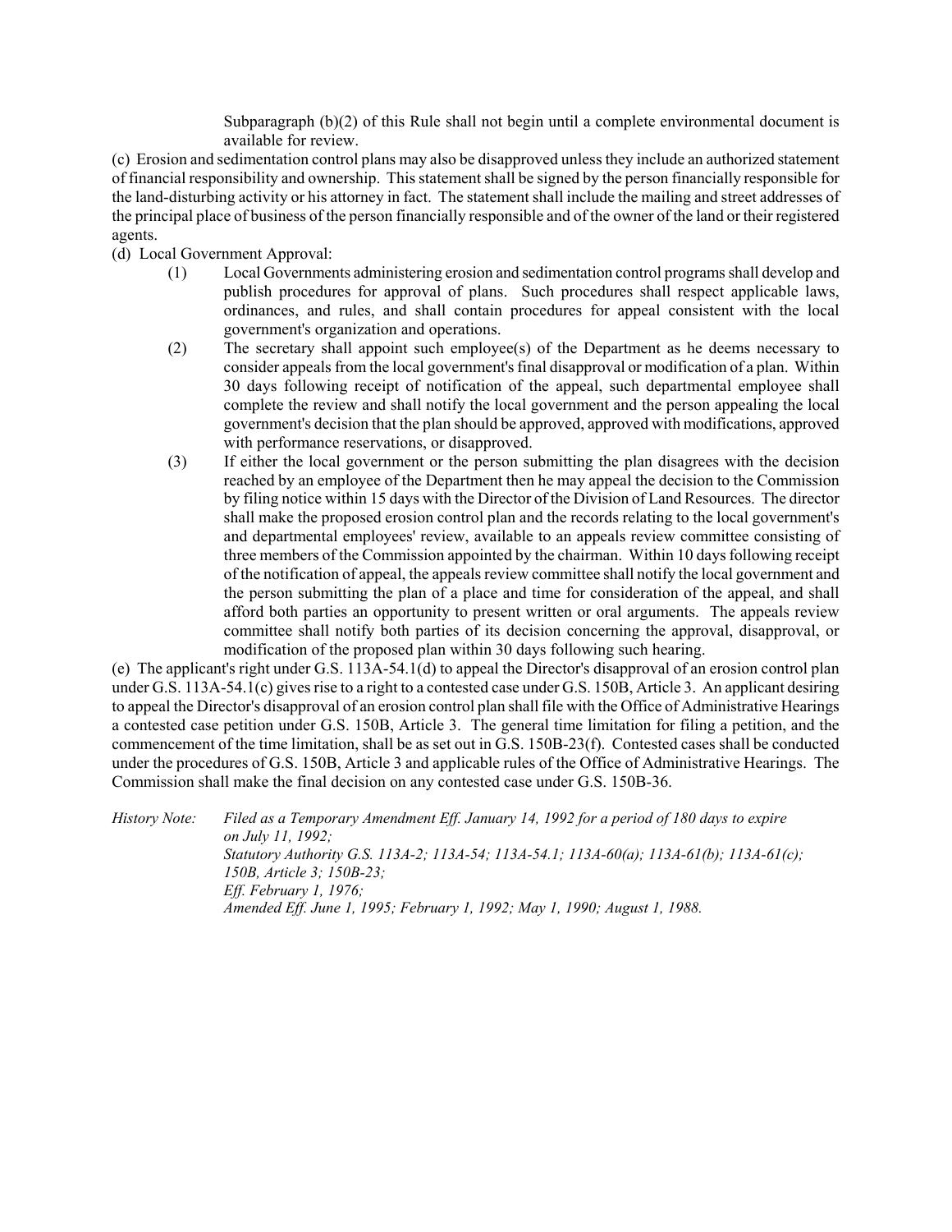Subparagraph (b)(2) of this Rule shall not begin until a complete environmental document is available for review.

(c) Erosion and sedimentation control plans may also be disapproved unless they include an authorized statement of financial responsibility and ownership. This statement shall be signed by the person financially responsible for the land-disturbing activity or his attorney in fact. The statement shall include the mailing and street addresses of the principal place of business of the person financially responsible and of the owner of the land or their registered agents.

(d) Local Government Approval:

(1) Local Governments administering erosion and sedimentation control programs shall develop and publish procedures for approval of plans. Such procedures shall respect applicable laws, ordinances, and rules, and shall contain procedures for appeal consistent with the local government's organization and operations.

(2) The secretary shall appoint such employee(s) of the Department as he deems necessary to consider appeals from the local government's final disapproval or modification of a plan. Within 30 days following receipt of notification of the appeal, such departmental employee shall complete the review and shall notify the local government and the person appealing the local government's decision that the plan should be approved, approved with modifications, approved with performance reservations, or disapproved.

(3) If either the local government or the person submitting the plan disagrees with the decision reached by an employee of the Department then he may appeal the decision to the Commission by filing notice within 15 days with the Director of the Division of Land Resources. The director shall make the proposed erosion control plan and the records relating to the local government's and departmental employees' review, available to an appeals review committee consisting of three members of the Commission appointed by the chairman. Within 10 days following receipt of the notification of appeal, the appeals review committee shall notify the local government and the person submitting the plan of a place and time for consideration of the appeal, and shall afford both parties an opportunity to present written or oral arguments. The appeals review committee shall notify both parties of its decision concerning the approval, disapproval, or modification of the proposed plan within 30 days following such hearing.

(e) The applicant's right under G.S. 113A-54.1(d) to appeal the Director's disapproval of an erosion control plan under G.S. 113A-54.1(c) gives rise to a right to a contested case under G.S. 150B, Article 3. An applicant desiring to appeal the Director's disapproval of an erosion control plan shall file with the Office of Administrative Hearings a contested case petition under G.S. 150B, Article 3. The general time limitation for filing a petition, and the commencement of the time limitation, shall be as set out in G.S. 150B-23(f). Contested cases shall be conducted under the procedures of G.S. 150B, Article 3 and applicable rules of the Office of Administrative Hearings. The Commission shall make the final decision on any contested case under G.S. 150B-36.

*History Note: Filed as a Temporary Amendment Eff. January 14, 1992 for a period of 180 days to expire on July 11, 1992;*
*Statutory Authority G.S. 113A-2; 113A-54; 113A-54.1; 113A-60(a); 113A-61(b); 113A-61(c); 150B, Article 3; 150B-23;*
*Eff. February 1, 1976;*
*Amended Eff. June 1, 1995; February 1, 1992; May 1, 1990; August 1, 1988.*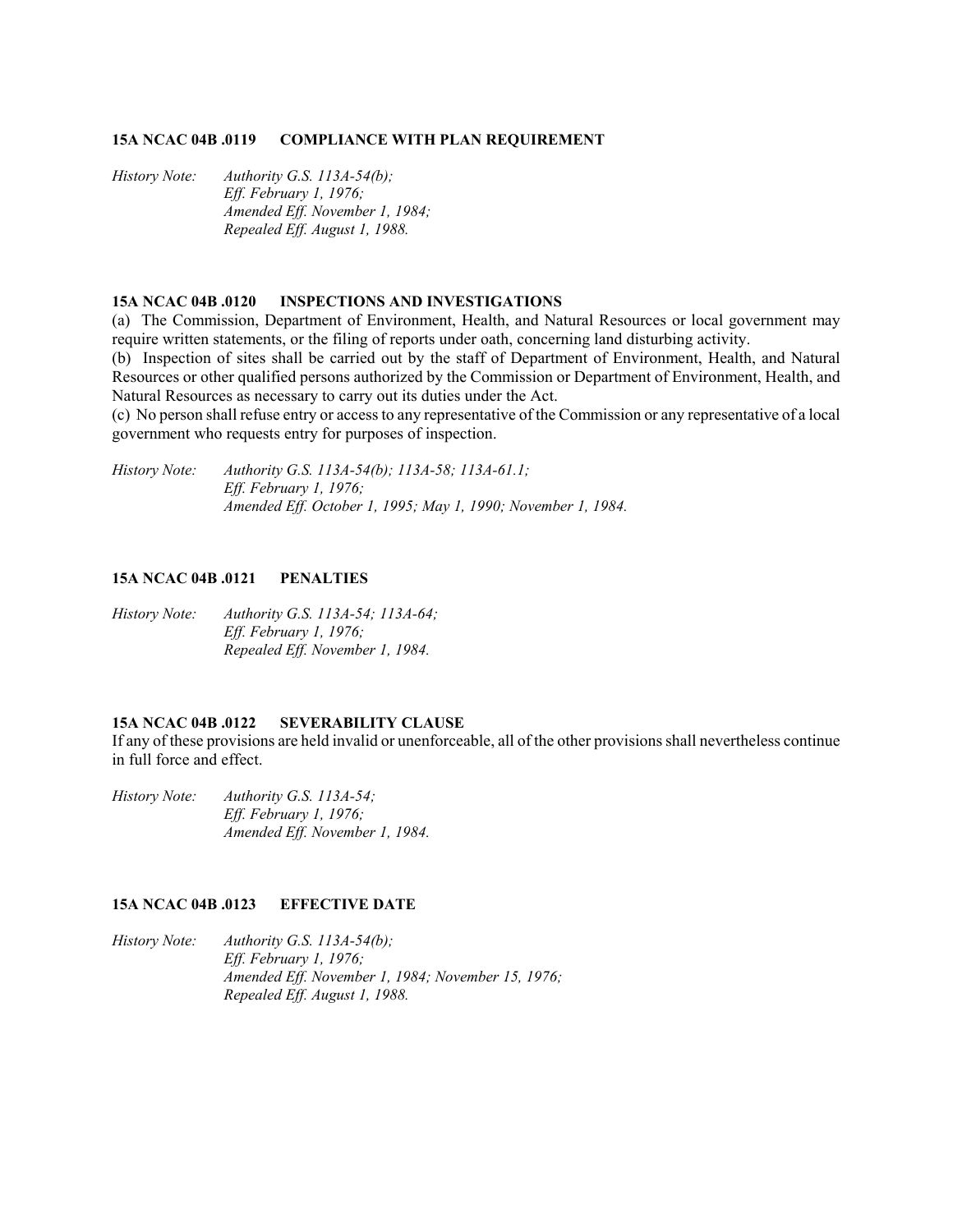**15A NCAC 04B .0119 COMPLIANCE WITH PLAN REQUIREMENT**

*History Note: Authority G.S. 113A-54(b);*
*Eff. February 1, 1976;*
*Amended Eff. November 1, 1984;*
*Repealed Eff. August 1, 1988.*

**15A NCAC 04B .0120 INSPECTIONS AND INVESTIGATIONS**

(a) The Commission, Department of Environment, Health, and Natural Resources or local government may require written statements, or the filing of reports under oath, concerning land disturbing activity.

(b) Inspection of sites shall be carried out by the staff of Department of Environment, Health, and Natural Resources or other qualified persons authorized by the Commission or Department of Environment, Health, and Natural Resources as necessary to carry out its duties under the Act.

(c) No person shall refuse entry or access to any representative of the Commission or any representative of a local government who requests entry for purposes of inspection.

*History Note: Authority G.S. 113A-54(b); 113A-58; 113A-61.1;*
*Eff. February 1, 1976;*
*Amended Eff. October 1, 1995; May 1, 1990; November 1, 1984.*

**15A NCAC 04B .0121 PENALTIES**

*History Note: Authority G.S. 113A-54; 113A-64;*
*Eff. February 1, 1976;*
*Repealed Eff. November 1, 1984.*

**15A NCAC 04B .0122 SEVERABILITY CLAUSE**

If any of these provisions are held invalid or unenforceable, all of the other provisions shall nevertheless continue in full force and effect.

*History Note: Authority G.S. 113A-54;*
*Eff. February 1, 1976;*
*Amended Eff. November 1, 1984.*

**15A NCAC 04B .0123 EFFECTIVE DATE**

*History Note: Authority G.S. 113A-54(b);*
*Eff. February 1, 1976;*
*Amended Eff. November 1, 1984; November 15, 1976;*
*Repealed Eff. August 1, 1988.*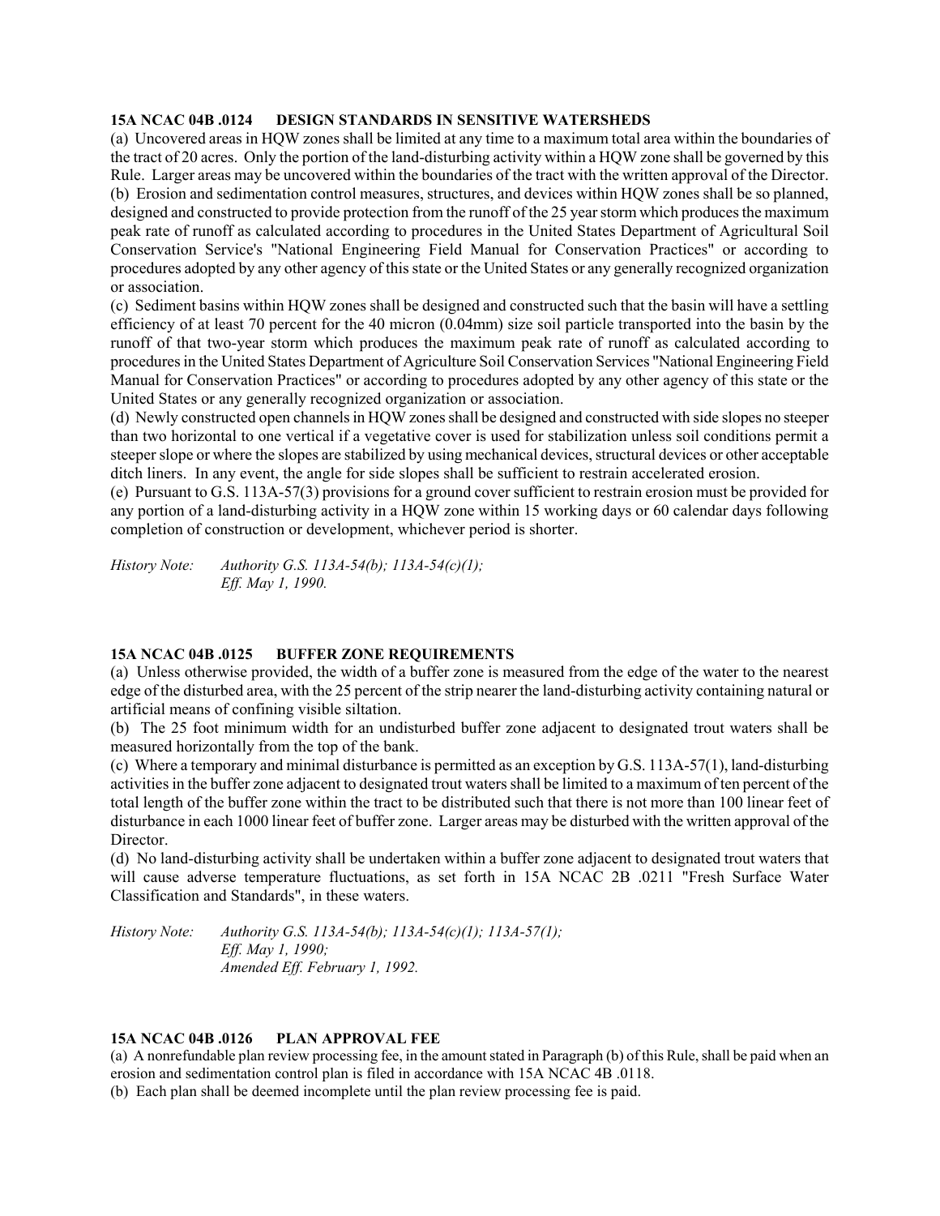**15A NCAC 04B .0124 DESIGN STANDARDS IN SENSITIVE WATERSHEDS**

(a) Uncovered areas in HQW zones shall be limited at any time to a maximum total area within the boundaries of the tract of 20 acres. Only the portion of the land-disturbing activity within a HQW zone shall be governed by this Rule. Larger areas may be uncovered within the boundaries of the tract with the written approval of the Director.

(b) Erosion and sedimentation control measures, structures, and devices within HQW zones shall be so planned, designed and constructed to provide protection from the runoff of the 25 year storm which produces the maximum peak rate of runoff as calculated according to procedures in the United States Department of Agricultural Soil Conservation Service's "National Engineering Field Manual for Conservation Practices" or according to procedures adopted by any other agency of this state or the United States or any generally recognized organization or association.

(c) Sediment basins within HQW zones shall be designed and constructed such that the basin will have a settling efficiency of at least 70 percent for the 40 micron (0.04mm) size soil particle transported into the basin by the runoff of that two-year storm which produces the maximum peak rate of runoff as calculated according to procedures in the United States Department of Agriculture Soil Conservation Services "National Engineering Field Manual for Conservation Practices" or according to procedures adopted by any other agency of this state or the United States or any generally recognized organization or association.

(d) Newly constructed open channels in HQW zones shall be designed and constructed with side slopes no steeper than two horizontal to one vertical if a vegetative cover is used for stabilization unless soil conditions permit a steeper slope or where the slopes are stabilized by using mechanical devices, structural devices or other acceptable ditch liners. In any event, the angle for side slopes shall be sufficient to restrain accelerated erosion.

(e) Pursuant to G.S. 113A-57(3) provisions for a ground cover sufficient to restrain erosion must be provided for any portion of a land-disturbing activity in a HQW zone within 15 working days or 60 calendar days following completion of construction or development, whichever period is shorter.

*History Note: Authority G.S. 113A-54(b); 113A-54(c)(1);*
*Eff. May 1, 1990.*

**15A NCAC 04B .0125 BUFFER ZONE REQUIREMENTS**

(a) Unless otherwise provided, the width of a buffer zone is measured from the edge of the water to the nearest edge of the disturbed area, with the 25 percent of the strip nearer the land-disturbing activity containing natural or artificial means of confining visible siltation.

(b) The 25 foot minimum width for an undisturbed buffer zone adjacent to designated trout waters shall be measured horizontally from the top of the bank.

(c) Where a temporary and minimal disturbance is permitted as an exception by G.S. 113A-57(1), land-disturbing activities in the buffer zone adjacent to designated trout waters shall be limited to a maximum of ten percent of the total length of the buffer zone within the tract to be distributed such that there is not more than 100 linear feet of disturbance in each 1000 linear feet of buffer zone. Larger areas may be disturbed with the written approval of the Director.

(d) No land-disturbing activity shall be undertaken within a buffer zone adjacent to designated trout waters that will cause adverse temperature fluctuations, as set forth in 15A NCAC 2B .0211 "Fresh Surface Water Classification and Standards", in these waters.

*History Note: Authority G.S. 113A-54(b); 113A-54(c)(1); 113A-57(1);*
*Eff. May 1, 1990;*
*Amended Eff. February 1, 1992.*

**15A NCAC 04B .0126 PLAN APPROVAL FEE**

(a) A nonrefundable plan review processing fee, in the amount stated in Paragraph (b) of this Rule, shall be paid when an erosion and sedimentation control plan is filed in accordance with 15A NCAC 4B .0118.

(b) Each plan shall be deemed incomplete until the plan review processing fee is paid.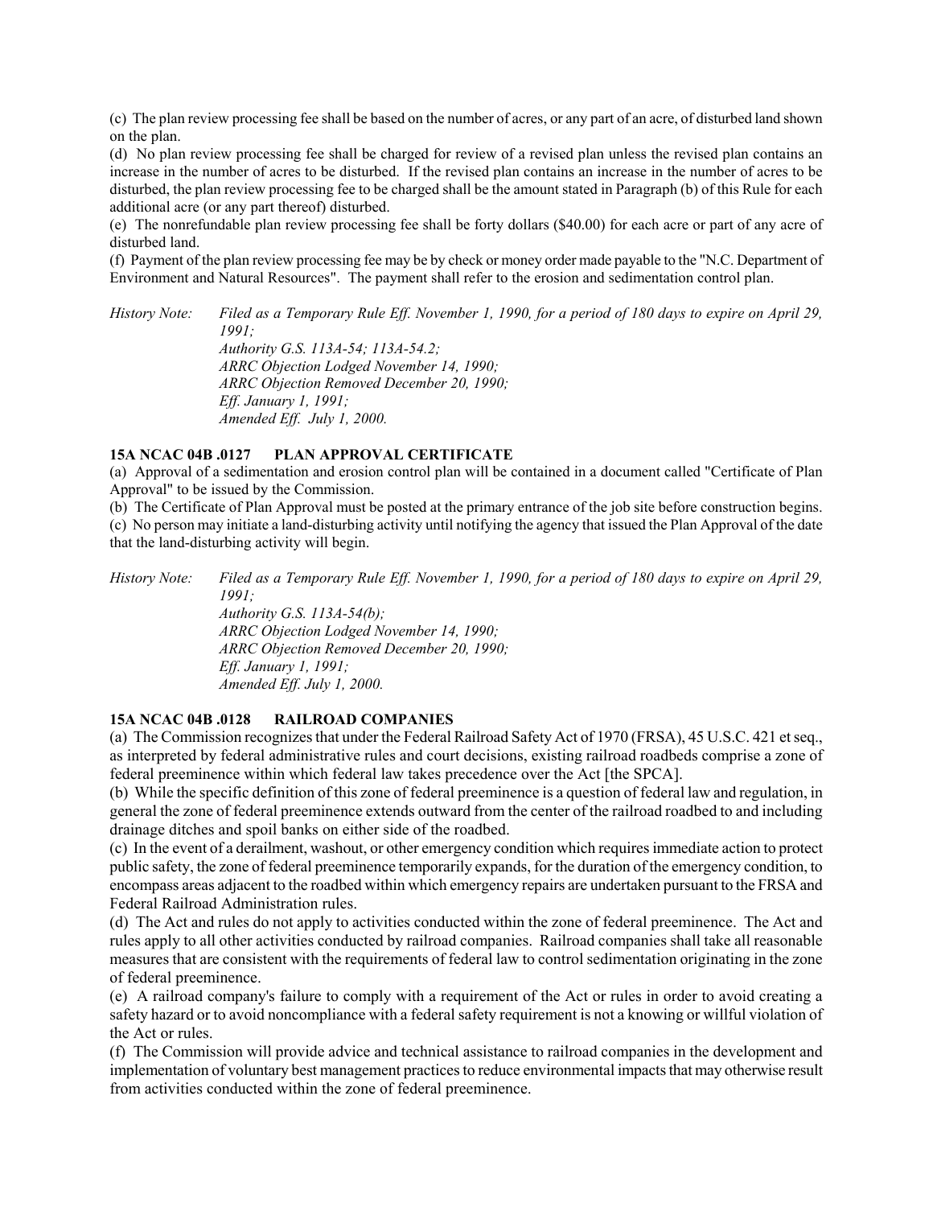(c) The plan review processing fee shall be based on the number of acres, or any part of an acre, of disturbed land shown on the plan.

(d) No plan review processing fee shall be charged for review of a revised plan unless the revised plan contains an increase in the number of acres to be disturbed. If the revised plan contains an increase in the number of acres to be disturbed, the plan review processing fee to be charged shall be the amount stated in Paragraph (b) of this Rule for each additional acre (or any part thereof) disturbed.

(e) The nonrefundable plan review processing fee shall be forty dollars ($40.00) for each acre or part of any acre of disturbed land.

(f) Payment of the plan review processing fee may be by check or money order made payable to the "N.C. Department of Environment and Natural Resources". The payment shall refer to the erosion and sedimentation control plan.

*History Note: Filed as a Temporary Rule Eff. November 1, 1990, for a period of 180 days to expire on April 29, 1991;*
*Authority G.S. 113A-54; 113A-54.2;*
*ARRC Objection Lodged November 14, 1990;*
*ARRC Objection Removed December 20, 1990;*
*Eff. January 1, 1991;*
*Amended Eff. July 1, 2000.*

### 15A NCAC 04B .0127 PLAN APPROVAL CERTIFICATE

(a) Approval of a sedimentation and erosion control plan will be contained in a document called "Certificate of Plan Approval" to be issued by the Commission.

(b) The Certificate of Plan Approval must be posted at the primary entrance of the job site before construction begins.

(c) No person may initiate a land-disturbing activity until notifying the agency that issued the Plan Approval of the date that the land-disturbing activity will begin.

*History Note: Filed as a Temporary Rule Eff. November 1, 1990, for a period of 180 days to expire on April 29, 1991;*
*Authority G.S. 113A-54(b);*
*ARRC Objection Lodged November 14, 1990;*
*ARRC Objection Removed December 20, 1990;*
*Eff. January 1, 1991;*
*Amended Eff. July 1, 2000.*

### 15A NCAC 04B .0128 RAILROAD COMPANIES

(a) The Commission recognizes that under the Federal Railroad Safety Act of 1970 (FRSA), 45 U.S.C. 421 et seq., as interpreted by federal administrative rules and court decisions, existing railroad roadbeds comprise a zone of federal preeminence within which federal law takes precedence over the Act [the SPCA].

(b) While the specific definition of this zone of federal preeminence is a question of federal law and regulation, in general the zone of federal preeminence extends outward from the center of the railroad roadbed to and including drainage ditches and spoil banks on either side of the roadbed.

(c) In the event of a derailment, washout, or other emergency condition which requires immediate action to protect public safety, the zone of federal preeminence temporarily expands, for the duration of the emergency condition, to encompass areas adjacent to the roadbed within which emergency repairs are undertaken pursuant to the FRSA and Federal Railroad Administration rules.

(d) The Act and rules do not apply to activities conducted within the zone of federal preeminence. The Act and rules apply to all other activities conducted by railroad companies. Railroad companies shall take all reasonable measures that are consistent with the requirements of federal law to control sedimentation originating in the zone of federal preeminence.

(e) A railroad company's failure to comply with a requirement of the Act or rules in order to avoid creating a safety hazard or to avoid noncompliance with a federal safety requirement is not a knowing or willful violation of the Act or rules.

(f) The Commission will provide advice and technical assistance to railroad companies in the development and implementation of voluntary best management practices to reduce environmental impacts that may otherwise result from activities conducted within the zone of federal preeminence.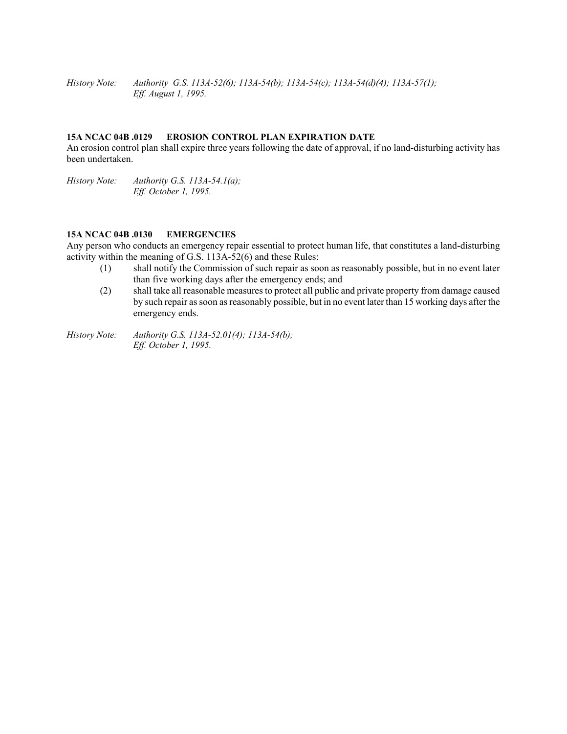*History Note: Authority G.S. 113A-52(6); 113A-54(b); 113A-54(c); 113A-54(d)(4); 113A-57(1); Eff. August 1, 1995.*

**15A NCAC 04B .0129 EROSION CONTROL PLAN EXPIRATION DATE**

An erosion control plan shall expire three years following the date of approval, if no land-disturbing activity has been undertaken.

*History Note: Authority G.S. 113A-54.1(a); Eff. October 1, 1995.*

**15A NCAC 04B .0130 EMERGENCIES**

Any person who conducts an emergency repair essential to protect human life, that constitutes a land-disturbing activity within the meaning of G.S. 113A-52(6) and these Rules:

(1) shall notify the Commission of such repair as soon as reasonably possible, but in no event later than five working days after the emergency ends; and

(2) shall take all reasonable measures to protect all public and private property from damage caused by such repair as soon as reasonably possible, but in no event later than 15 working days after the emergency ends.

*History Note: Authority G.S. 113A-52.01(4); 113A-54(b); Eff. October 1, 1995.*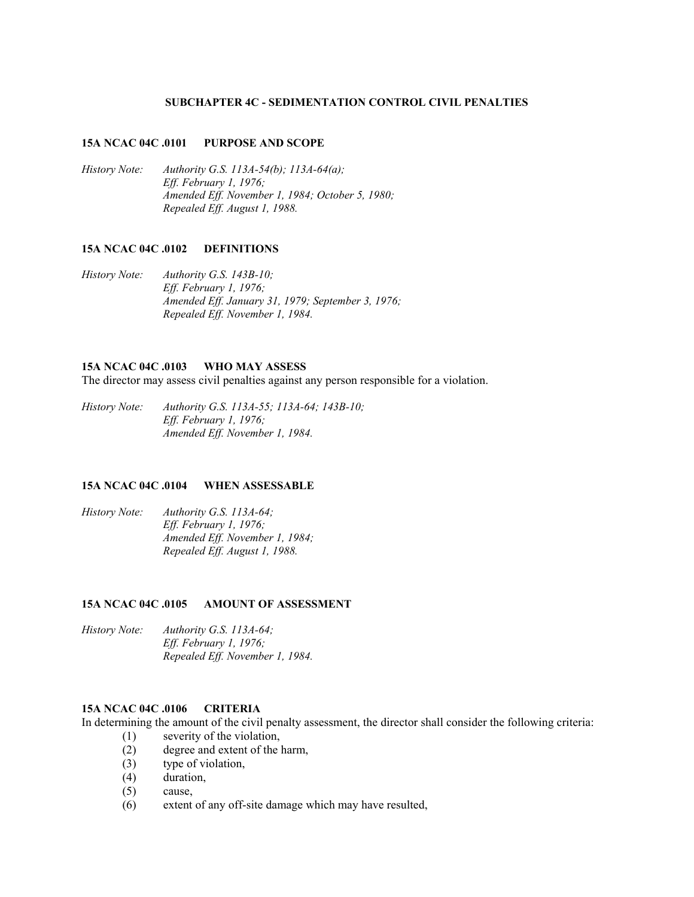## SUBCHAPTER 4C - SEDIMENTATION CONTROL CIVIL PENALTIES

### 15A NCAC 04C .0101 PURPOSE AND SCOPE

*History Note: Authority G.S. 113A-54(b); 113A-64(a);*
*Eff. February 1, 1976;*
*Amended Eff. November 1, 1984; October 5, 1980;*
*Repealed Eff. August 1, 1988.*

### 15A NCAC 04C .0102 DEFINITIONS

*History Note: Authority G.S. 143B-10;*
*Eff. February 1, 1976;*
*Amended Eff. January 31, 1979; September 3, 1976;*
*Repealed Eff. November 1, 1984.*

### 15A NCAC 04C .0103 WHO MAY ASSESS

The director may assess civil penalties against any person responsible for a violation.

*History Note: Authority G.S. 113A-55; 113A-64; 143B-10;*
*Eff. February 1, 1976;*
*Amended Eff. November 1, 1984.*

### 15A NCAC 04C .0104 WHEN ASSESSABLE

*History Note: Authority G.S. 113A-64;*
*Eff. February 1, 1976;*
*Amended Eff. November 1, 1984;*
*Repealed Eff. August 1, 1988.*

### 15A NCAC 04C .0105 AMOUNT OF ASSESSMENT

*History Note: Authority G.S. 113A-64;*
*Eff. February 1, 1976;*
*Repealed Eff. November 1, 1984.*

### 15A NCAC 04C .0106 CRITERIA

In determining the amount of the civil penalty assessment, the director shall consider the following criteria:

(1) severity of the violation,
(2) degree and extent of the harm,
(3) type of violation,
(4) duration,
(5) cause,
(6) extent of any off-site damage which may have resulted,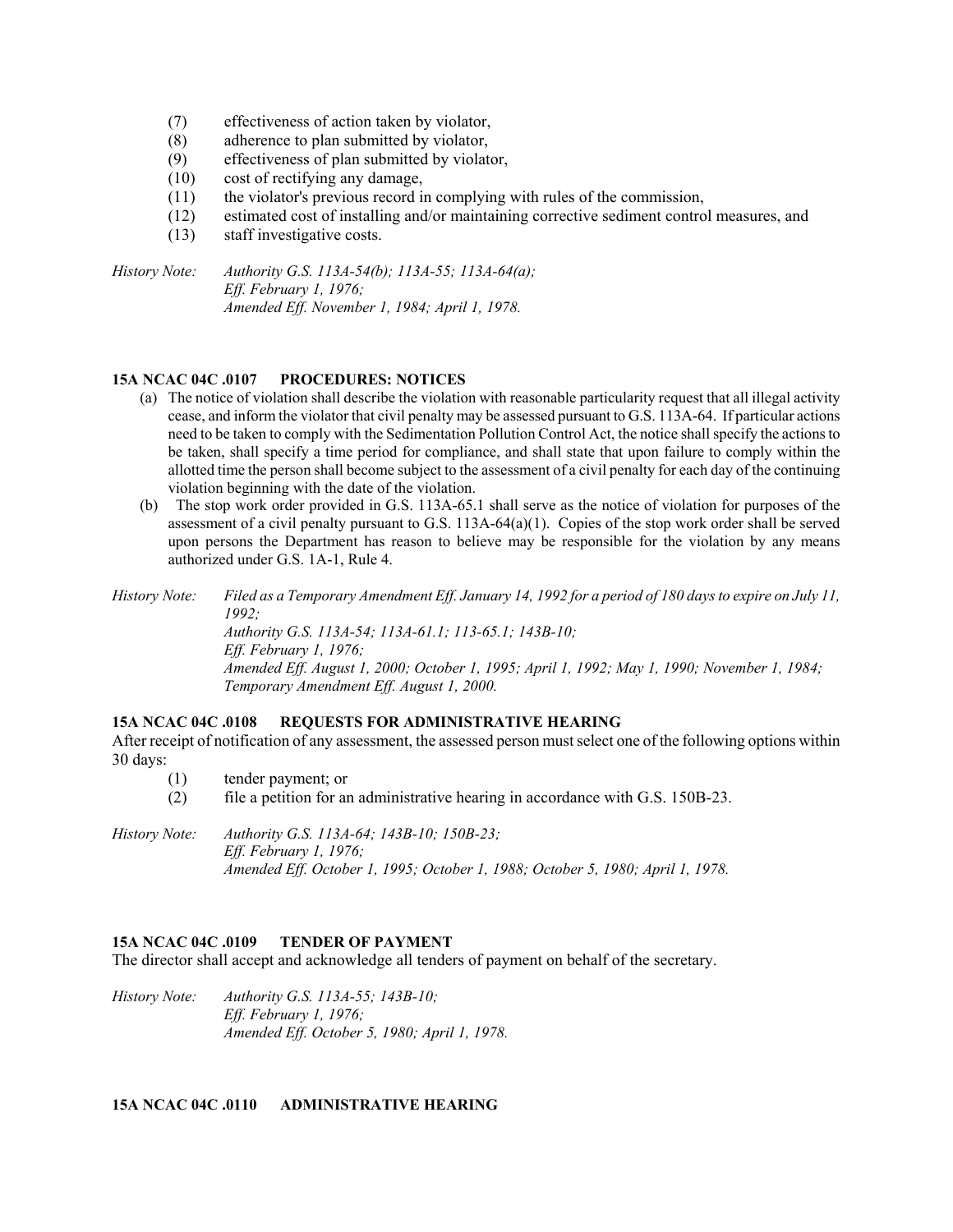(7) effectiveness of action taken by violator,
(8) adherence to plan submitted by violator,
(9) effectiveness of plan submitted by violator,
(10) cost of rectifying any damage,
(11) the violator's previous record in complying with rules of the commission,
(12) estimated cost of installing and/or maintaining corrective sediment control measures, and
(13) staff investigative costs.

*History Note: Authority G.S. 113A-54(b); 113A-55; 113A-64(a);*
*Eff. February 1, 1976;*
*Amended Eff. November 1, 1984; April 1, 1978.*

**15A NCAC 04C .0107 PROCEDURES: NOTICES**

(a) The notice of violation shall describe the violation with reasonable particularity request that all illegal activity cease, and inform the violator that civil penalty may be assessed pursuant to G.S. 113A-64. If particular actions need to be taken to comply with the Sedimentation Pollution Control Act, the notice shall specify the actions to be taken, shall specify a time period for compliance, and shall state that upon failure to comply within the allotted time the person shall become subject to the assessment of a civil penalty for each day of the continuing violation beginning with the date of the violation.

(b) The stop work order provided in G.S. 113A-65.1 shall serve as the notice of violation for purposes of the assessment of a civil penalty pursuant to G.S. 113A-64(a)(1). Copies of the stop work order shall be served upon persons the Department has reason to believe may be responsible for the violation by any means authorized under G.S. 1A-1, Rule 4.

*History Note: Filed as a Temporary Amendment Eff. January 14, 1992 for a period of 180 days to expire on July 11, 1992;*
*Authority G.S. 113A-54; 113A-61.1; 113-65.1; 143B-10;*
*Eff. February 1, 1976;*
*Amended Eff. August 1, 2000; October 1, 1995; April 1, 1992; May 1, 1990; November 1, 1984;*
*Temporary Amendment Eff. August 1, 2000.*

**15A NCAC 04C .0108 REQUESTS FOR ADMINISTRATIVE HEARING**

After receipt of notification of any assessment, the assessed person must select one of the following options within 30 days:

(1) tender payment; or
(2) file a petition for an administrative hearing in accordance with G.S. 150B-23.

*History Note: Authority G.S. 113A-64; 143B-10; 150B-23;*
*Eff. February 1, 1976;*
*Amended Eff. October 1, 1995; October 1, 1988; October 5, 1980; April 1, 1978.*

**15A NCAC 04C .0109 TENDER OF PAYMENT**

The director shall accept and acknowledge all tenders of payment on behalf of the secretary.

*History Note: Authority G.S. 113A-55; 143B-10;*
*Eff. February 1, 1976;*
*Amended Eff. October 5, 1980; April 1, 1978.*

**15A NCAC 04C .0110 ADMINISTRATIVE HEARING**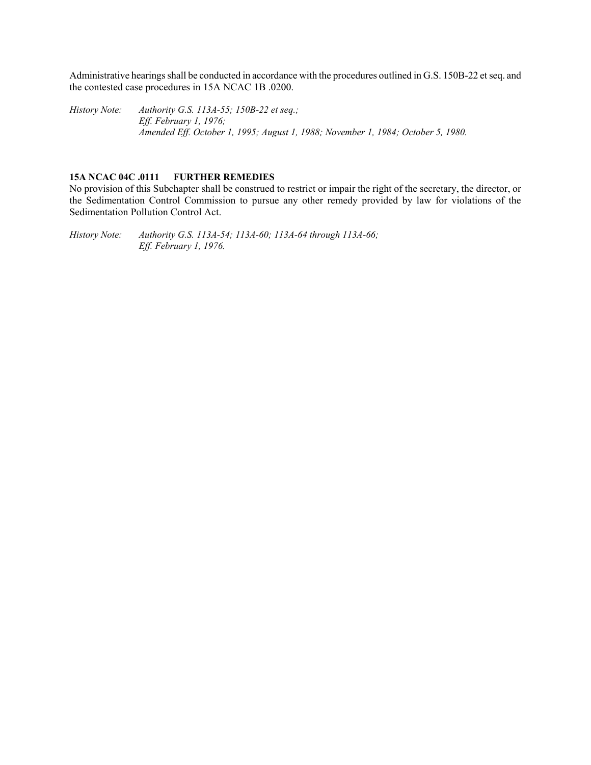Administrative hearings shall be conducted in accordance with the procedures outlined in G.S. 150B-22 et seq. and the contested case procedures in 15A NCAC 1B .0200.

*History Note: Authority G.S. 113A-55; 150B-22 et seq.;*
*Eff. February 1, 1976;*
*Amended Eff. October 1, 1995; August 1, 1988; November 1, 1984; October 5, 1980.*

**15A NCAC 04C .0111 FURTHER REMEDIES**

No provision of this Subchapter shall be construed to restrict or impair the right of the secretary, the director, or the Sedimentation Control Commission to pursue any other remedy provided by law for violations of the Sedimentation Pollution Control Act.

*History Note: Authority G.S. 113A-54; 113A-60; 113A-64 through 113A-66;*
*Eff. February 1, 1976.*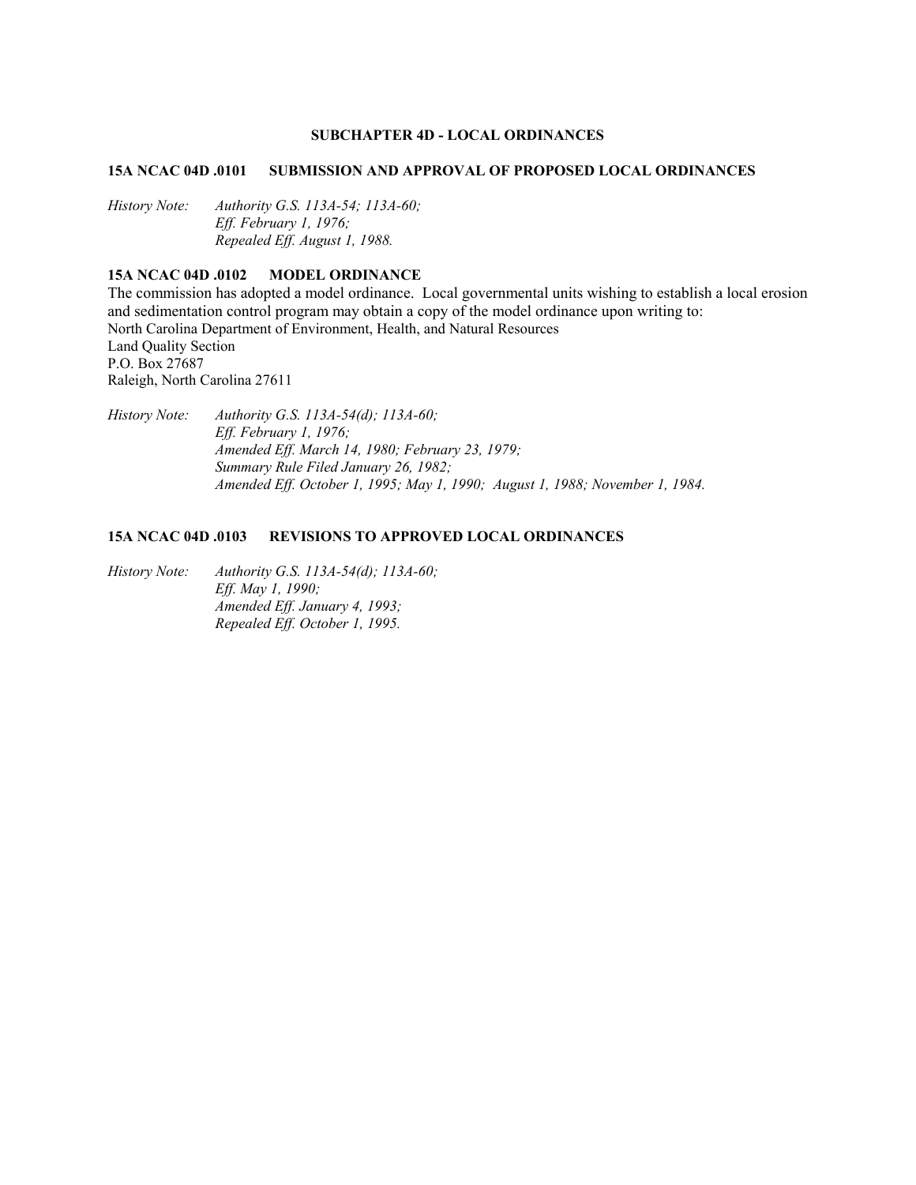## SUBCHAPTER 4D - LOCAL ORDINANCES

### 15A NCAC 04D .0101 SUBMISSION AND APPROVAL OF PROPOSED LOCAL ORDINANCES

*History Note: Authority G.S. 113A-54; 113A-60;*
*Eff. February 1, 1976;*
*Repealed Eff. August 1, 1988.*

### 15A NCAC 04D .0102 MODEL ORDINANCE

The commission has adopted a model ordinance. Local governmental units wishing to establish a local erosion and sedimentation control program may obtain a copy of the model ordinance upon writing to:
North Carolina Department of Environment, Health, and Natural Resources
Land Quality Section
P.O. Box 27687
Raleigh, North Carolina 27611

*History Note: Authority G.S. 113A-54(d); 113A-60;*
*Eff. February 1, 1976;*
*Amended Eff. March 14, 1980; February 23, 1979;*
*Summary Rule Filed January 26, 1982;*
*Amended Eff. October 1, 1995; May 1, 1990; August 1, 1988; November 1, 1984.*

### 15A NCAC 04D .0103 REVISIONS TO APPROVED LOCAL ORDINANCES

*History Note: Authority G.S. 113A-54(d); 113A-60;*
*Eff. May 1, 1990;*
*Amended Eff. January 4, 1993;*
*Repealed Eff. October 1, 1995.*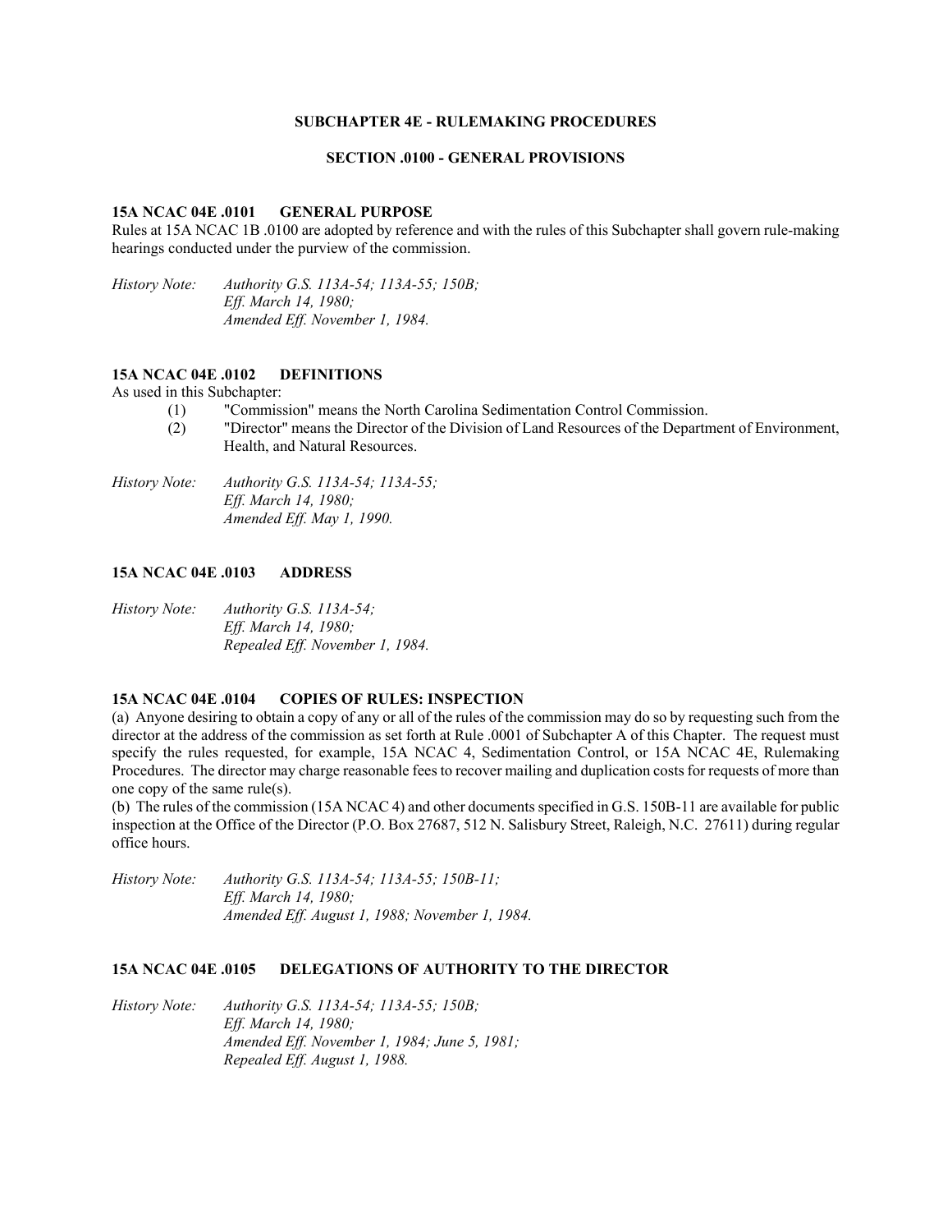## SUBCHAPTER 4E - RULEMAKING PROCEDURES

### SECTION .0100 - GENERAL PROVISIONS

**15A NCAC 04E .0101 GENERAL PURPOSE**

Rules at 15A NCAC 1B .0100 are adopted by reference and with the rules of this Subchapter shall govern rule-making hearings conducted under the purview of the commission.

*History Note: Authority G.S. 113A-54; 113A-55; 150B;*
*Eff. March 14, 1980;*
*Amended Eff. November 1, 1984.*

**15A NCAC 04E .0102 DEFINITIONS**

As used in this Subchapter:

(1) "Commission" means the North Carolina Sedimentation Control Commission.

(2) "Director" means the Director of the Division of Land Resources of the Department of Environment, Health, and Natural Resources.

*History Note: Authority G.S. 113A-54; 113A-55;*
*Eff. March 14, 1980;*
*Amended Eff. May 1, 1990.*

**15A NCAC 04E .0103 ADDRESS**

*History Note: Authority G.S. 113A-54;*
*Eff. March 14, 1980;*
*Repealed Eff. November 1, 1984.*

**15A NCAC 04E .0104 COPIES OF RULES: INSPECTION**

(a) Anyone desiring to obtain a copy of any or all of the rules of the commission may do so by requesting such from the director at the address of the commission as set forth at Rule .0001 of Subchapter A of this Chapter. The request must specify the rules requested, for example, 15A NCAC 4, Sedimentation Control, or 15A NCAC 4E, Rulemaking Procedures. The director may charge reasonable fees to recover mailing and duplication costs for requests of more than one copy of the same rule(s).

(b) The rules of the commission (15A NCAC 4) and other documents specified in G.S. 150B-11 are available for public inspection at the Office of the Director (P.O. Box 27687, 512 N. Salisbury Street, Raleigh, N.C. 27611) during regular office hours.

*History Note: Authority G.S. 113A-54; 113A-55; 150B-11;*
*Eff. March 14, 1980;*
*Amended Eff. August 1, 1988; November 1, 1984.*

**15A NCAC 04E .0105 DELEGATIONS OF AUTHORITY TO THE DIRECTOR**

*History Note: Authority G.S. 113A-54; 113A-55; 150B;*
*Eff. March 14, 1980;*
*Amended Eff. November 1, 1984; June 5, 1981;*
*Repealed Eff. August 1, 1988.*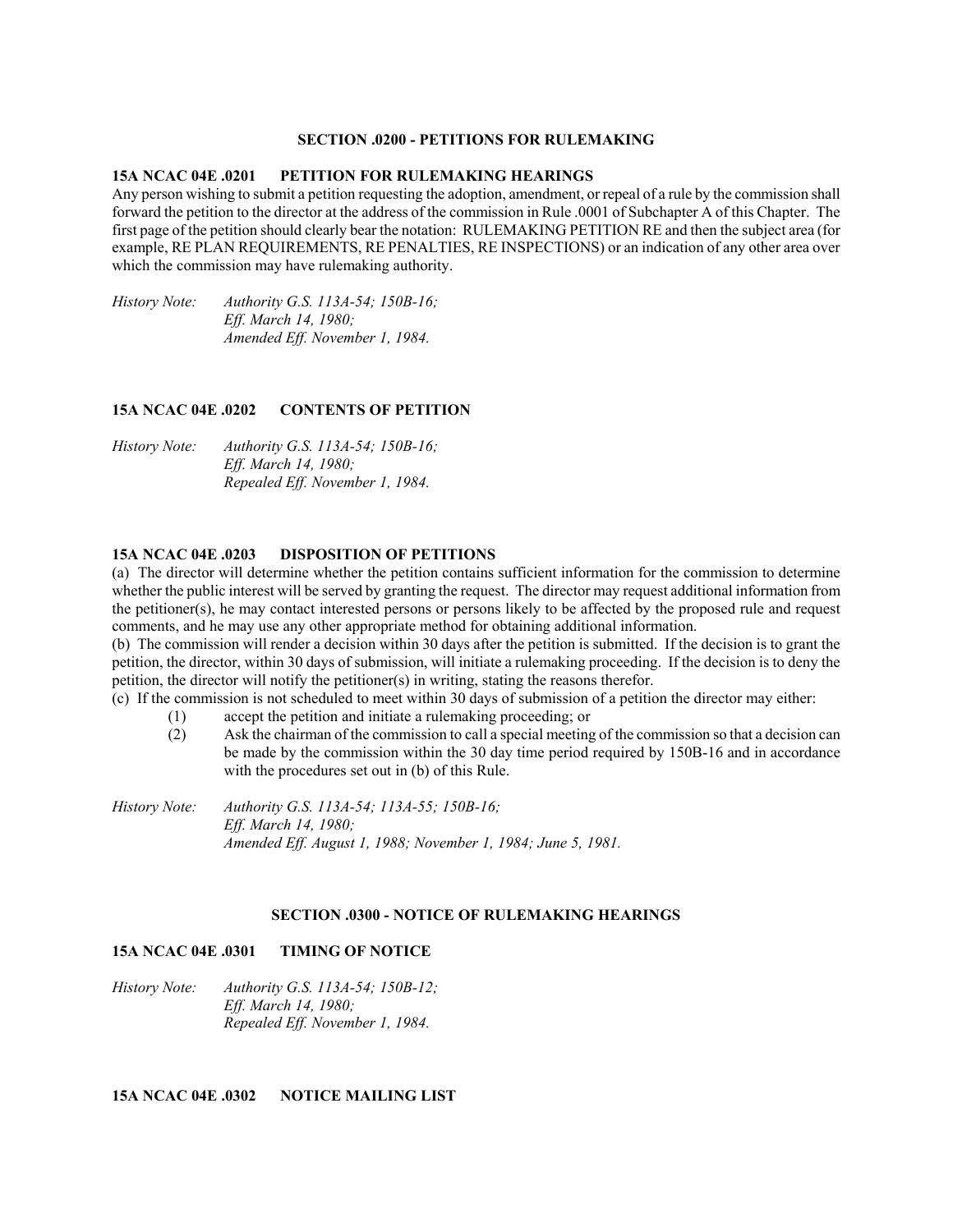## SECTION .0200 - PETITIONS FOR RULEMAKING

### 15A NCAC 04E .0201 PETITION FOR RULEMAKING HEARINGS

Any person wishing to submit a petition requesting the adoption, amendment, or repeal of a rule by the commission shall forward the petition to the director at the address of the commission in Rule .0001 of Subchapter A of this Chapter. The first page of the petition should clearly bear the notation: RULEMAKING PETITION RE and then the subject area (for example, RE PLAN REQUIREMENTS, RE PENALTIES, RE INSPECTIONS) or an indication of any other area over which the commission may have rulemaking authority.

*History Note: Authority G.S. 113A-54; 150B-16;*
*Eff. March 14, 1980;*
*Amended Eff. November 1, 1984.*

### 15A NCAC 04E .0202 CONTENTS OF PETITION

*History Note: Authority G.S. 113A-54; 150B-16;*
*Eff. March 14, 1980;*
*Repealed Eff. November 1, 1984.*

### 15A NCAC 04E .0203 DISPOSITION OF PETITIONS

(a) The director will determine whether the petition contains sufficient information for the commission to determine whether the public interest will be served by granting the request. The director may request additional information from the petitioner(s), he may contact interested persons or persons likely to be affected by the proposed rule and request comments, and he may use any other appropriate method for obtaining additional information.

(b) The commission will render a decision within 30 days after the petition is submitted. If the decision is to grant the petition, the director, within 30 days of submission, will initiate a rulemaking proceeding. If the decision is to deny the petition, the director will notify the petitioner(s) in writing, stating the reasons therefor.

(c) If the commission is not scheduled to meet within 30 days of submission of a petition the director may either:

(1) accept the petition and initiate a rulemaking proceeding; or
(2) Ask the chairman of the commission to call a special meeting of the commission so that a decision can be made by the commission within the 30 day time period required by 150B-16 and in accordance with the procedures set out in (b) of this Rule.

*History Note: Authority G.S. 113A-54; 113A-55; 150B-16;*
*Eff. March 14, 1980;*
*Amended Eff. August 1, 1988; November 1, 1984; June 5, 1981.*

## SECTION .0300 - NOTICE OF RULEMAKING HEARINGS

### 15A NCAC 04E .0301 TIMING OF NOTICE

*History Note: Authority G.S. 113A-54; 150B-12;*
*Eff. March 14, 1980;*
*Repealed Eff. November 1, 1984.*

### 15A NCAC 04E .0302 NOTICE MAILING LIST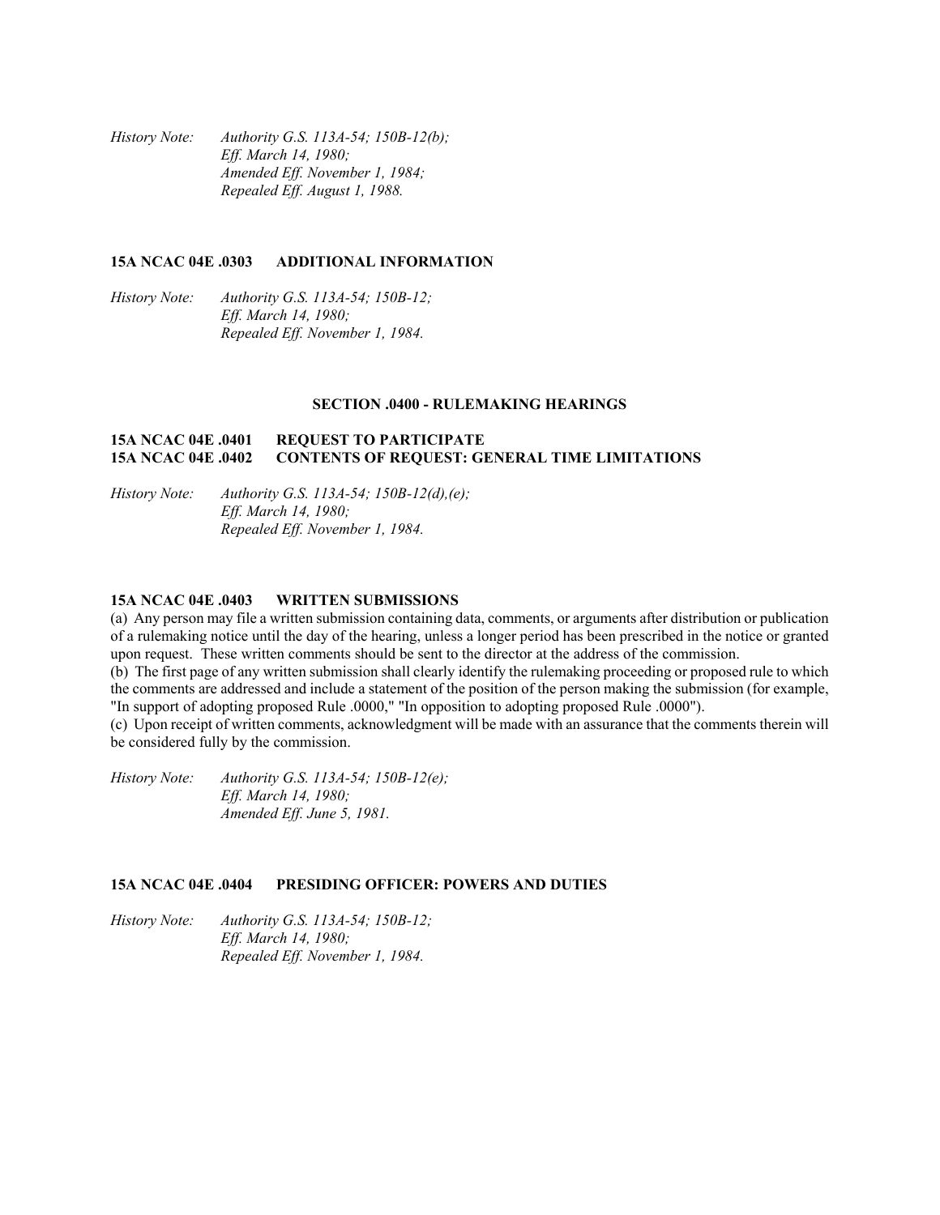*History Note: Authority G.S. 113A-54; 150B-12(b);*
*Eff. March 14, 1980;*
*Amended Eff. November 1, 1984;*
*Repealed Eff. August 1, 1988.*

**15A NCAC 04E .0303 ADDITIONAL INFORMATION**

*History Note: Authority G.S. 113A-54; 150B-12;*
*Eff. March 14, 1980;*
*Repealed Eff. November 1, 1984.*

## SECTION .0400 - RULEMAKING HEARINGS

**15A NCAC 04E .0401 REQUEST TO PARTICIPATE**
**15A NCAC 04E .0402 CONTENTS OF REQUEST: GENERAL TIME LIMITATIONS**

*History Note: Authority G.S. 113A-54; 150B-12(d),(e);*
*Eff. March 14, 1980;*
*Repealed Eff. November 1, 1984.*

**15A NCAC 04E .0403 WRITTEN SUBMISSIONS**

(a) Any person may file a written submission containing data, comments, or arguments after distribution or publication of a rulemaking notice until the day of the hearing, unless a longer period has been prescribed in the notice or granted upon request. These written comments should be sent to the director at the address of the commission.

(b) The first page of any written submission shall clearly identify the rulemaking proceeding or proposed rule to which the comments are addressed and include a statement of the position of the person making the submission (for example, "In support of adopting proposed Rule .0000," "In opposition to adopting proposed Rule .0000").

(c) Upon receipt of written comments, acknowledgment will be made with an assurance that the comments therein will be considered fully by the commission.

*History Note: Authority G.S. 113A-54; 150B-12(e);*
*Eff. March 14, 1980;*
*Amended Eff. June 5, 1981.*

**15A NCAC 04E .0404 PRESIDING OFFICER: POWERS AND DUTIES**

*History Note: Authority G.S. 113A-54; 150B-12;*
*Eff. March 14, 1980;*
*Repealed Eff. November 1, 1984.*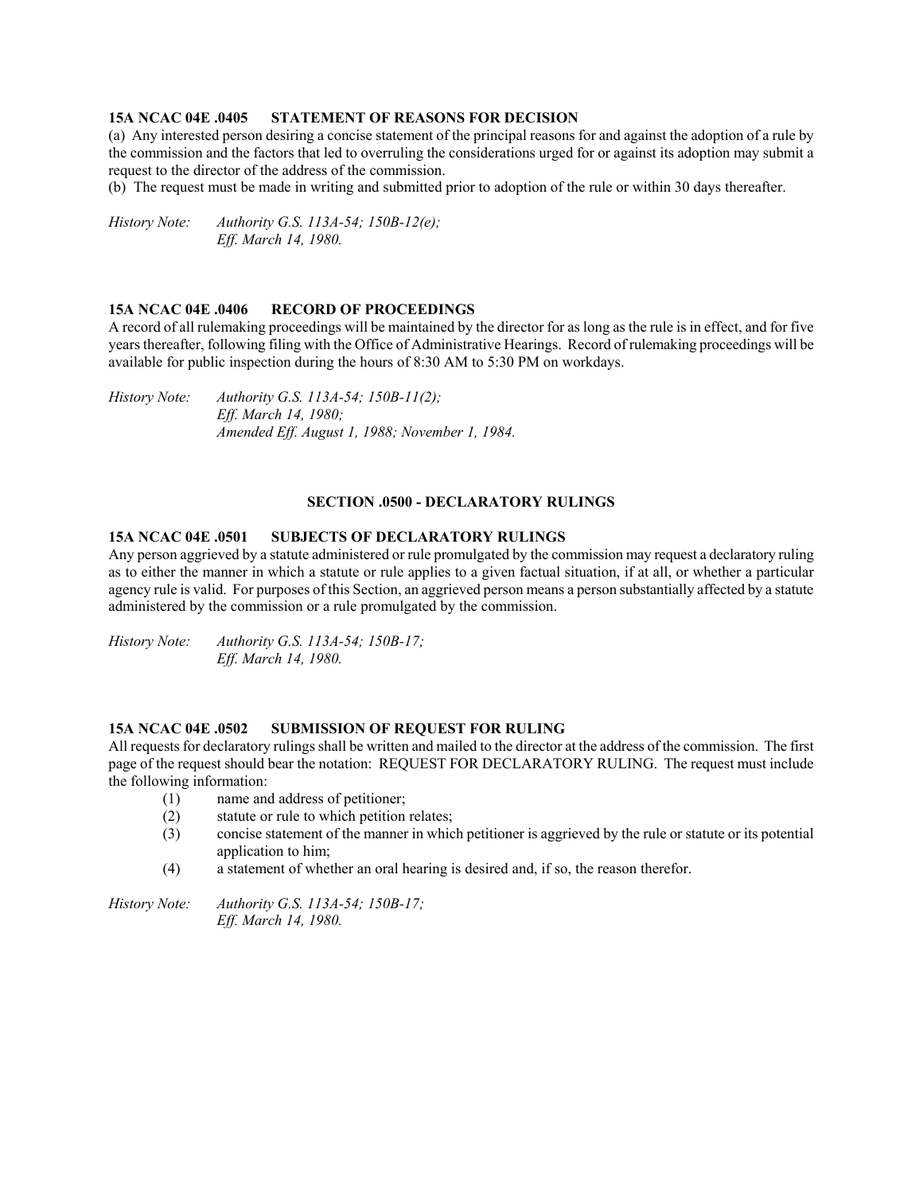**15A NCAC 04E .0405 STATEMENT OF REASONS FOR DECISION**

(a) Any interested person desiring a concise statement of the principal reasons for and against the adoption of a rule by the commission and the factors that led to overruling the considerations urged for or against its adoption may submit a request to the director of the address of the commission.

(b) The request must be made in writing and submitted prior to adoption of the rule or within 30 days thereafter.

*History Note: Authority G.S. 113A-54; 150B-12(e);*
*Eff. March 14, 1980.*

**15A NCAC 04E .0406 RECORD OF PROCEEDINGS**

A record of all rulemaking proceedings will be maintained by the director for as long as the rule is in effect, and for five years thereafter, following filing with the Office of Administrative Hearings. Record of rulemaking proceedings will be available for public inspection during the hours of 8:30 AM to 5:30 PM on workdays.

*History Note: Authority G.S. 113A-54; 150B-11(2);*
*Eff. March 14, 1980;*
*Amended Eff. August 1, 1988; November 1, 1984.*

## SECTION .0500 - DECLARATORY RULINGS

**15A NCAC 04E .0501 SUBJECTS OF DECLARATORY RULINGS**

Any person aggrieved by a statute administered or rule promulgated by the commission may request a declaratory ruling as to either the manner in which a statute or rule applies to a given factual situation, if at all, or whether a particular agency rule is valid. For purposes of this Section, an aggrieved person means a person substantially affected by a statute administered by the commission or a rule promulgated by the commission.

*History Note: Authority G.S. 113A-54; 150B-17;*
*Eff. March 14, 1980.*

**15A NCAC 04E .0502 SUBMISSION OF REQUEST FOR RULING**

All requests for declaratory rulings shall be written and mailed to the director at the address of the commission. The first page of the request should bear the notation: REQUEST FOR DECLARATORY RULING. The request must include the following information:

(1) name and address of petitioner;

(2) statute or rule to which petition relates;

(3) concise statement of the manner in which petitioner is aggrieved by the rule or statute or its potential application to him;

(4) a statement of whether an oral hearing is desired and, if so, the reason therefor.

*History Note: Authority G.S. 113A-54; 150B-17;*
*Eff. March 14, 1980.*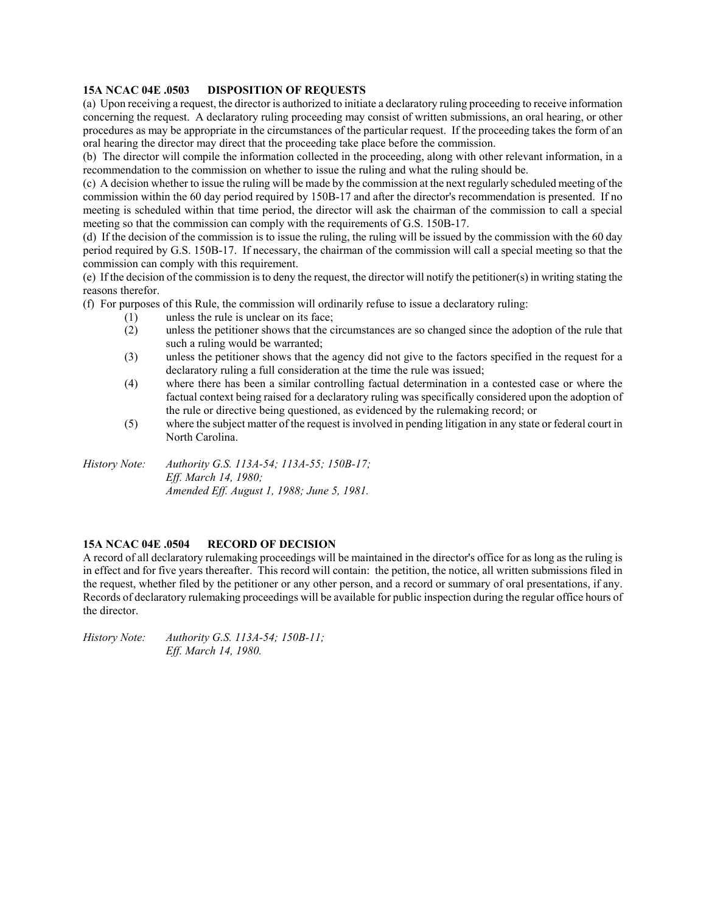**15A NCAC 04E .0503 DISPOSITION OF REQUESTS**

(a) Upon receiving a request, the director is authorized to initiate a declaratory ruling proceeding to receive information concerning the request. A declaratory ruling proceeding may consist of written submissions, an oral hearing, or other procedures as may be appropriate in the circumstances of the particular request. If the proceeding takes the form of an oral hearing the director may direct that the proceeding take place before the commission.

(b) The director will compile the information collected in the proceeding, along with other relevant information, in a recommendation to the commission on whether to issue the ruling and what the ruling should be.

(c) A decision whether to issue the ruling will be made by the commission at the next regularly scheduled meeting of the commission within the 60 day period required by 150B-17 and after the director's recommendation is presented. If no meeting is scheduled within that time period, the director will ask the chairman of the commission to call a special meeting so that the commission can comply with the requirements of G.S. 150B-17.

(d) If the decision of the commission is to issue the ruling, the ruling will be issued by the commission with the 60 day period required by G.S. 150B-17. If necessary, the chairman of the commission will call a special meeting so that the commission can comply with this requirement.

(e) If the decision of the commission is to deny the request, the director will notify the petitioner(s) in writing stating the reasons therefor.

(f) For purposes of this Rule, the commission will ordinarily refuse to issue a declaratory ruling:

- (1) unless the rule is unclear on its face;
- (2) unless the petitioner shows that the circumstances are so changed since the adoption of the rule that such a ruling would be warranted;
- (3) unless the petitioner shows that the agency did not give to the factors specified in the request for a declaratory ruling a full consideration at the time the rule was issued;
- (4) where there has been a similar controlling factual determination in a contested case or where the factual context being raised for a declaratory ruling was specifically considered upon the adoption of the rule or directive being questioned, as evidenced by the rulemaking record; or
- (5) where the subject matter of the request is involved in pending litigation in any state or federal court in North Carolina.

*History Note: Authority G.S. 113A-54; 113A-55; 150B-17;*
*Eff. March 14, 1980;*
*Amended Eff. August 1, 1988; June 5, 1981.*

**15A NCAC 04E .0504 RECORD OF DECISION**

A record of all declaratory rulemaking proceedings will be maintained in the director's office for as long as the ruling is in effect and for five years thereafter. This record will contain: the petition, the notice, all written submissions filed in the request, whether filed by the petitioner or any other person, and a record or summary of oral presentations, if any. Records of declaratory rulemaking proceedings will be available for public inspection during the regular office hours of the director.

*History Note: Authority G.S. 113A-54; 150B-11;*
*Eff. March 14, 1980.*